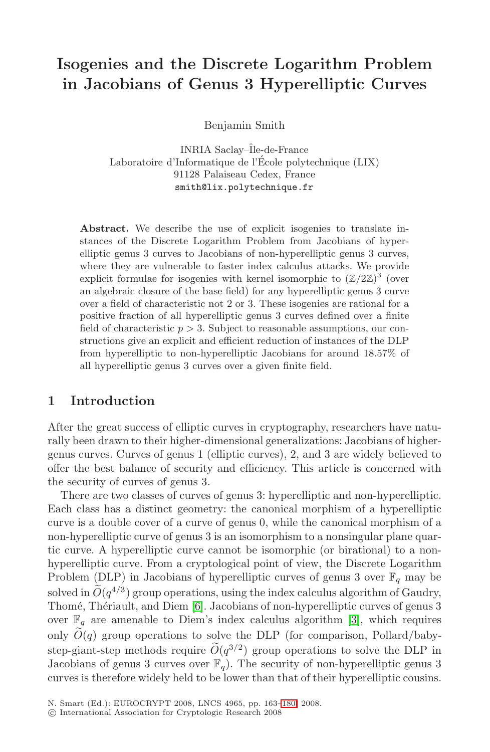# Isogenies and the Discrete Logarithm Problem in Jacobians of Genus 3 Hyperelliptic Curves

Benjamin Smith

INRIA Saclay–Île-de-France
Laboratoire d'Informatique de l'École polytechnique (LIX)
91128 Palaiseau Cedex, France
smith@lix.polytechnique.fr

**Abstract.** We describe the use of explicit isogenies to translate instances of the Discrete Logarithm Problem from Jacobians of hyperelliptic genus 3 curves to Jacobians of non-hyperelliptic genus 3 curves, where they are vulnerable to faster index calculus attacks. We provide explicit formulae for isogenies with kernel isomorphic to $(\mathbb{Z}/2\mathbb{Z})^3$ (over an algebraic closure of the base field) for any hyperelliptic genus 3 curve over a field of characteristic not 2 or 3. These isogenies are rational for a positive fraction of all hyperelliptic genus 3 curves defined over a finite field of characteristic $p > 3$. Subject to reasonable assumptions, our constructions give an explicit and efficient reduction of instances of the DLP from hyperelliptic to non-hyperelliptic Jacobians for around 18.57% of all hyperelliptic genus 3 curves over a given finite field.

## 1 Introduction

After the great success of elliptic curves in cryptography, researchers have naturally been drawn to their higher-dimensional generalizations: Jacobians of higher-genus curves. Curves of genus 1 (elliptic curves), 2, and 3 are widely believed to offer the best balance of security and efficiency. This article is concerned with the security of curves of genus 3.

There are two classes of curves of genus 3: hyperelliptic and non-hyperelliptic. Each class has a distinct geometry: the canonical morphism of a hyperelliptic curve is a double cover of a curve of genus 0, while the canonical morphism of a non-hyperelliptic curve of genus 3 is an isomorphism to a nonsingular plane quartic curve. A hyperelliptic curve cannot be isomorphic (or birational) to a non-hyperelliptic curve. From a cryptological point of view, the Discrete Logarithm Problem (DLP) in Jacobians of hyperelliptic curves of genus 3 over $\mathbb{F}_q$ may be solved in $\widetilde{O}(q^{4/3})$ group operations, using the index calculus algorithm of Gaudry, Thomé, Thériault, and Diem [6]. Jacobians of non-hyperelliptic curves of genus 3 over $\mathbb{F}_q$ are amenable to Diem's index calculus algorithm [3], which requires only $\widetilde{O}(q)$ group operations to solve the DLP (for comparison, Pollard/baby-step-giant-step methods require $\widetilde{O}(q^{3/2})$ group operations to solve the DLP in Jacobians of genus 3 curves over $\mathbb{F}_q$). The security of non-hyperelliptic genus 3 curves is therefore widely held to be lower than that of their hyperelliptic cousins.

N. Smart (Ed.): EUROCRYPT 2008, LNCS 4965, pp. 163–180, 2008.
© International Association for Cryptologic Research 2008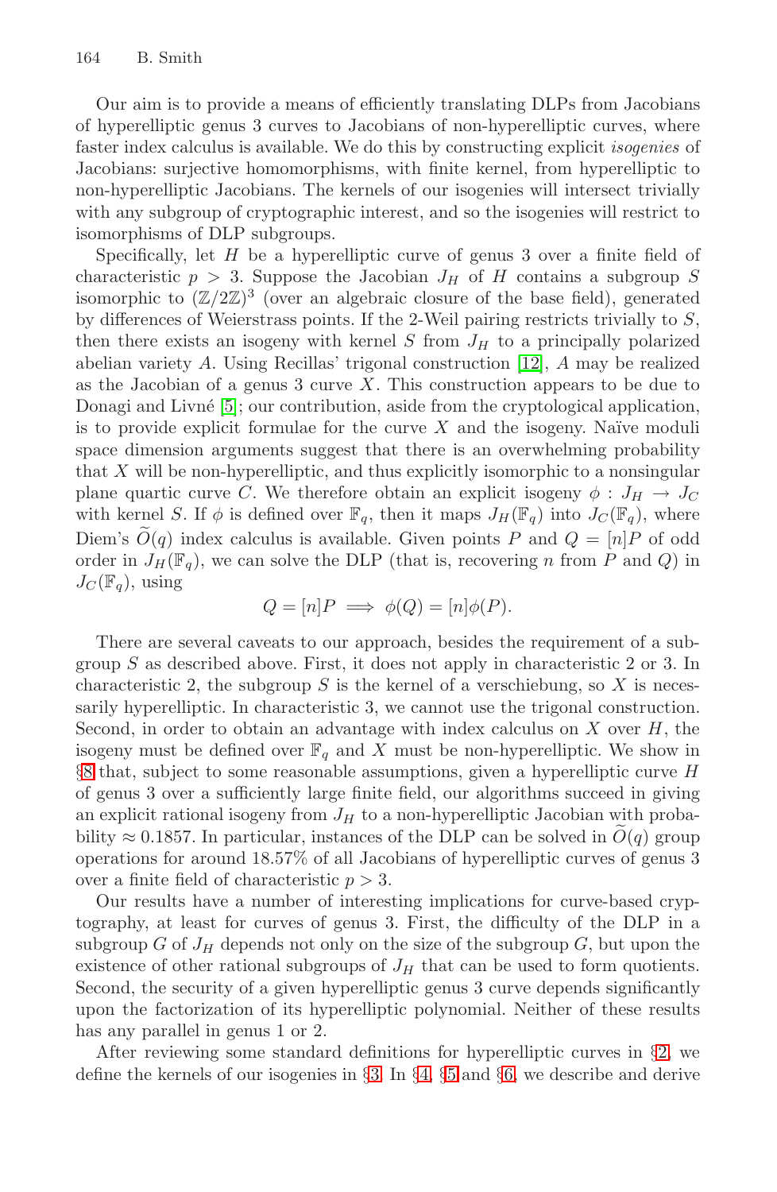Our aim is to provide a means of efficiently translating DLPs from Jacobians of hyperelliptic genus 3 curves to Jacobians of non-hyperelliptic curves, where faster index calculus is available. We do this by constructing explicit *isogenies* of Jacobians: surjective homomorphisms, with finite kernel, from hyperelliptic to non-hyperelliptic Jacobians. The kernels of our isogenies will intersect trivially with any subgroup of cryptographic interest, and so the isogenies will restrict to isomorphisms of DLP subgroups.

Specifically, let $H$ be a hyperelliptic curve of genus 3 over a finite field of characteristic $p > 3$. Suppose the Jacobian $J_H$ of $H$ contains a subgroup $S$ isomorphic to $(\mathbb{Z}/2\mathbb{Z})^3$ (over an algebraic closure of the base field), generated by differences of Weierstrass points. If the 2-Weil pairing restricts trivially to $S$, then there exists an isogeny with kernel $S$ from $J_H$ to a principally polarized abelian variety $A$. Using Recillas' trigonal construction [12], $A$ may be realized as the Jacobian of a genus 3 curve $X$. This construction appears to be due to Donagi and Livné [5]; our contribution, aside from the cryptological application, is to provide explicit formulae for the curve $X$ and the isogeny. Naïve moduli space dimension arguments suggest that there is an overwhelming probability that $X$ will be non-hyperelliptic, and thus explicitly isomorphic to a nonsingular plane quartic curve $C$. We therefore obtain an explicit isogeny $\phi : J_H \to J_C$ with kernel $S$. If $\phi$ is defined over $\mathbb{F}_q$, then it maps $J_H(\mathbb{F}_q)$ into $J_C(\mathbb{F}_q)$, where Diem's $\widetilde{O}(q)$ index calculus is available. Given points $P$ and $Q = [n]P$ of odd order in $J_H(\mathbb{F}_q)$, we can solve the DLP (that is, recovering $n$ from $P$ and $Q$) in $J_C(\mathbb{F}_q)$, using

$$Q = [n]P \implies \phi(Q) = [n]\phi(P).$$

There are several caveats to our approach, besides the requirement of a subgroup $S$ as described above. First, it does not apply in characteristic 2 or 3. In characteristic 2, the subgroup $S$ is the kernel of a verschiebung, so $X$ is necessarily hyperelliptic. In characteristic 3, we cannot use the trigonal construction. Second, in order to obtain an advantage with index calculus on $X$ over $H$, the isogeny must be defined over $\mathbb{F}_q$ and $X$ must be non-hyperelliptic. We show in §8 that, subject to some reasonable assumptions, given a hyperelliptic curve $H$ of genus 3 over a sufficiently large finite field, our algorithms succeed in giving an explicit rational isogeny from $J_H$ to a non-hyperelliptic Jacobian with probability $\approx 0.1857$. In particular, instances of the DLP can be solved in $\widetilde{O}(q)$ group operations for around 18.57% of all Jacobians of hyperelliptic curves of genus 3 over a finite field of characteristic $p > 3$.

Our results have a number of interesting implications for curve-based cryptography, at least for curves of genus 3. First, the difficulty of the DLP in a subgroup $G$ of $J_H$ depends not only on the size of the subgroup $G$, but upon the existence of other rational subgroups of $J_H$ that can be used to form quotients. Second, the security of a given hyperelliptic genus 3 curve depends significantly upon the factorization of its hyperelliptic polynomial. Neither of these results has any parallel in genus 1 or 2.

After reviewing some standard definitions for hyperelliptic curves in §2, we define the kernels of our isogenies in §3. In §4, §5 and §6, we describe and derive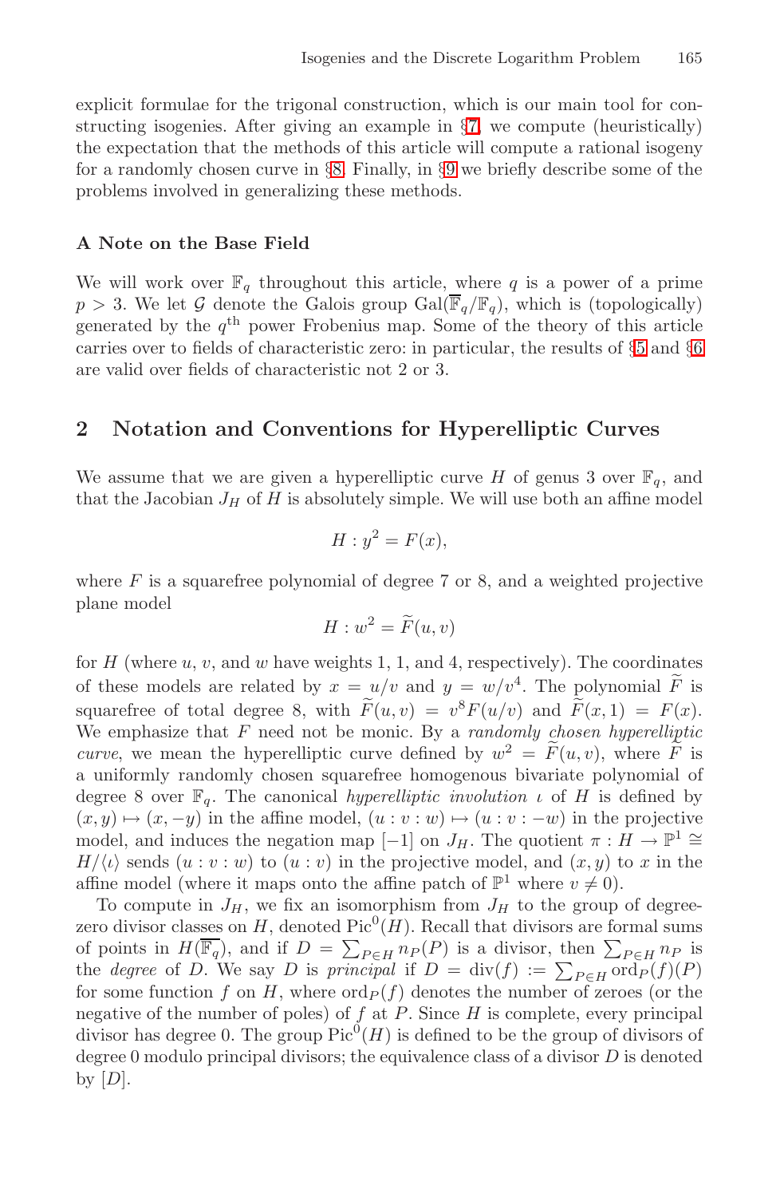explicit formulae for the trigonal construction, which is our main tool for constructing isogenies. After giving an example in §7, we compute (heuristically) the expectation that the methods of this article will compute a rational isogeny for a randomly chosen curve in §8. Finally, in §9 we briefly describe some of the problems involved in generalizing these methods.

### A Note on the Base Field

We will work over $\mathbb{F}_q$ throughout this article, where $q$ is a power of a prime $p > 3$. We let $\mathcal{G}$ denote the Galois group $\mathrm{Gal}(\overline{\mathbb{F}}_q/\mathbb{F}_q)$, which is (topologically) generated by the $q^{\text{th}}$ power Frobenius map. Some of the theory of this article carries over to fields of characteristic zero: in particular, the results of §5 and §6 are valid over fields of characteristic not 2 or 3.

## 2 Notation and Conventions for Hyperelliptic Curves

We assume that we are given a hyperelliptic curve $H$ of genus 3 over $\mathbb{F}_q$, and that the Jacobian $J_H$ of $H$ is absolutely simple. We will use both an affine model

$$H : y^2 = F(x),$$

where $F$ is a squarefree polynomial of degree 7 or 8, and a weighted projective plane model

$$H : w^2 = \widetilde{F}(u, v)$$

for $H$ (where $u$, $v$, and $w$ have weights 1, 1, and 4, respectively). The coordinates of these models are related by $x = u/v$ and $y = w/v^4$. The polynomial $\widetilde{F}$ is squarefree of total degree 8, with $\widetilde{F}(u, v) = v^8 F(u/v)$ and $\widetilde{F}(x, 1) = F(x)$. We emphasize that $F$ need not be monic. By a *randomly chosen hyperelliptic curve*, we mean the hyperelliptic curve defined by $w^2 = \widetilde{F}(u, v)$, where $\widetilde{F}$ is a uniformly randomly chosen squarefree homogenous bivariate polynomial of degree 8 over $\mathbb{F}_q$. The canonical *hyperelliptic involution* $\iota$ of $H$ is defined by $(x, y) \mapsto (x, -y)$ in the affine model, $(u : v : w) \mapsto (u : v : -w)$ in the projective model, and induces the negation map $[-1]$ on $J_H$. The quotient $\pi : H \to \mathbb{P}^1 \cong H/\langle \iota \rangle$ sends $(u : v : w)$ to $(u : v)$ in the projective model, and $(x, y)$ to $x$ in the affine model (where it maps onto the affine patch of $\mathbb{P}^1$ where $v \neq 0$).

To compute in $J_H$, we fix an isomorphism from $J_H$ to the group of degree-zero divisor classes on $H$, denoted $\mathrm{Pic}^0(H)$. Recall that divisors are formal sums of points in $H(\overline{\mathbb{F}_q})$, and if $D = \sum_{P \in H} n_P(P)$ is a divisor, then $\sum_{P \in H} n_P$ is the *degree* of $D$. We say $D$ is *principal* if $D = \mathrm{div}(f) := \sum_{P \in H} \mathrm{ord}_P(f)(P)$ for some function $f$ on $H$, where $\mathrm{ord}_P(f)$ denotes the number of zeroes (or the negative of the number of poles) of $f$ at $P$. Since $H$ is complete, every principal divisor has degree 0. The group $\mathrm{Pic}^0(H)$ is defined to be the group of divisors of degree 0 modulo principal divisors; the equivalence class of a divisor $D$ is denoted by $[D]$.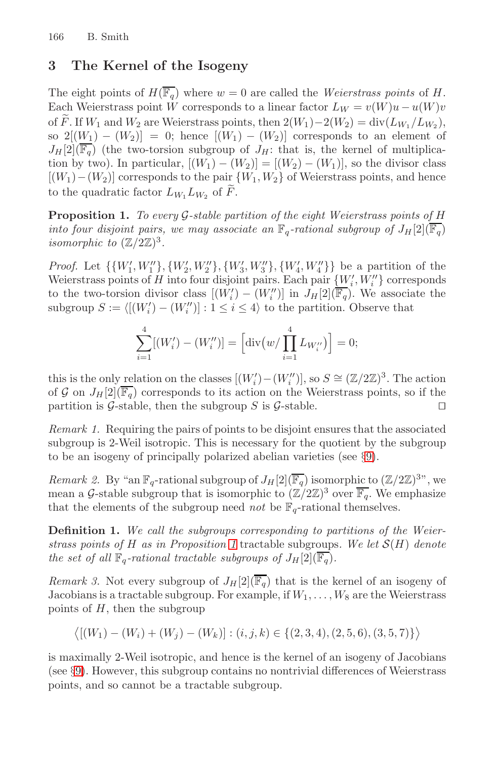## 3 The Kernel of the Isogeny

The eight points of $H(\overline{\mathbb{F}_q})$ where $w = 0$ are called the *Weierstrass points* of $H$. Each Weierstrass point $W$ corresponds to a linear factor $L_W = v(W)u - u(W)v$ of $\widetilde{F}$. If $W_1$ and $W_2$ are Weierstrass points, then $2(W_1) - 2(W_2) = \operatorname{div}(L_{W_1}/L_{W_2})$, so $2[(W_1) - (W_2)] = 0$; hence $[(W_1) - (W_2)]$ corresponds to an element of $J_H[2](\overline{\mathbb{F}_q})$ (the two-torsion subgroup of $J_H$: that is, the kernel of multiplication by two). In particular, $[(W_1) - (W_2)] = [(W_2) - (W_1)]$, so the divisor class $[(W_1) - (W_2)]$ corresponds to the pair $\{W_1, W_2\}$ of Weierstrass points, and hence to the quadratic factor $L_{W_1}L_{W_2}$ of $\widetilde{F}$.

**Proposition 1.** *To every $\mathcal{G}$-stable partition of the eight Weierstrass points of $H$ into four disjoint pairs, we may associate an $\mathbb{F}_q$-rational subgroup of $J_H[2](\overline{\mathbb{F}_q})$ isomorphic to $(\mathbb{Z}/2\mathbb{Z})^3$.*

*Proof.* Let $\{\{W_1', W_1''\}, \{W_2', W_2''\}, \{W_3', W_3''\}, \{W_4', W_4''\}\}$ be a partition of the Weierstrass points of $H$ into four disjoint pairs. Each pair $\{W_i', W_i''\}$ corresponds to the two-torsion divisor class $[(W_i') - (W_i'')]$ in $J_H[2](\overline{\mathbb{F}_q})$. We associate the subgroup $S := \langle [(W_i') - (W_i'')] : 1 \le i \le 4 \rangle$ to the partition. Observe that

$$\sum_{i=1}^{4} [(W_i') - (W_i'')] = \Big[\operatorname{div}\big(w / \prod_{i=1}^{4} L_{W_i''}\big)\Big] = 0;$$

this is the only relation on the classes $[(W_i') - (W_i'')]$, so $S \cong (\mathbb{Z}/2\mathbb{Z})^3$. The action of $\mathcal{G}$ on $J_H[2](\overline{\mathbb{F}_q})$ corresponds to its action on the Weierstrass points, so if the partition is $\mathcal{G}$-stable, then the subgroup $S$ is $\mathcal{G}$-stable. □

*Remark 1.* Requiring the pairs of points to be disjoint ensures that the associated subgroup is 2-Weil isotropic. This is necessary for the quotient by the subgroup to be an isogeny of principally polarized abelian varieties (see §9).

*Remark 2.* By "an $\mathbb{F}_q$-rational subgroup of $J_H[2](\overline{\mathbb{F}_q})$ isomorphic to $(\mathbb{Z}/2\mathbb{Z})^3$", we mean a $\mathcal{G}$-stable subgroup that is isomorphic to $(\mathbb{Z}/2\mathbb{Z})^3$ over $\overline{\mathbb{F}_q}$. We emphasize that the elements of the subgroup need *not* be $\mathbb{F}_q$-rational themselves.

**Definition 1.** *We call the subgroups corresponding to partitions of the Weierstrass points of $H$ as in Proposition 1* tractable subgroups*. We let $\mathcal{S}(H)$ denote the set of all $\mathbb{F}_q$-rational tractable subgroups of $J_H[2](\overline{\mathbb{F}_q})$.*

*Remark 3.* Not every subgroup of $J_H[2](\overline{\mathbb{F}_q})$ that is the kernel of an isogeny of Jacobians is a tractable subgroup. For example, if $W_1, \ldots, W_8$ are the Weierstrass points of $H$, then the subgroup

$$\big\langle [(W_1) - (W_i) + (W_j) - (W_k)] : (i, j, k) \in \{(2,3,4), (2,5,6), (3,5,7)\} \big\rangle$$

is maximally 2-Weil isotropic, and hence is the kernel of an isogeny of Jacobians (see §9). However, this subgroup contains no nontrivial differences of Weierstrass points, and so cannot be a tractable subgroup.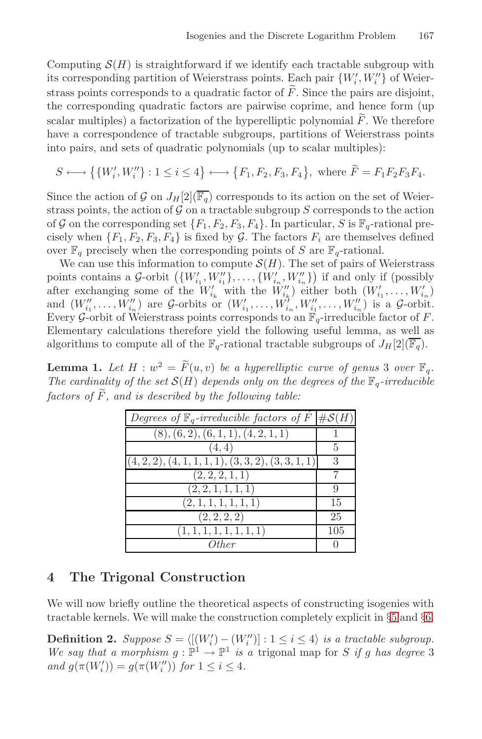Computing $\mathcal{S}(H)$ is straightforward if we identify each tractable subgroup with its corresponding partition of Weierstrass points. Each pair $\{W_i', W_i''\}$ of Weierstrass points corresponds to a quadratic factor of $\widetilde{F}$. Since the pairs are disjoint, the corresponding quadratic factors are pairwise coprime, and hence form (up scalar multiples) a factorization of the hyperelliptic polynomial $\widetilde{F}$. We therefore have a correspondence of tractable subgroups, partitions of Weierstrass points into pairs, and sets of quadratic polynomials (up to scalar multiples):

$$S \longleftrightarrow \big\{\{W_i', W_i''\} : 1 \leq i \leq 4\big\} \longleftrightarrow \big\{F_1, F_2, F_3, F_4\big\}, \text{ where } \widetilde{F} = F_1F_2F_3F_4.$$

Since the action of $\mathcal{G}$ on $J_H[2](\overline{\mathbb{F}_q})$ corresponds to its action on the set of Weierstrass points, the action of $\mathcal{G}$ on a tractable subgroup $S$ corresponds to the action of $\mathcal{G}$ on the corresponding set $\{F_1, F_2, F_3, F_4\}$. In particular, $S$ is $\mathbb{F}_q$-rational precisely when $\{F_1, F_2, F_3, F_4\}$ is fixed by $\mathcal{G}$. The factors $F_i$ are themselves defined over $\mathbb{F}_q$ precisely when the corresponding points of $S$ are $\mathbb{F}_q$-rational.

We can use this information to compute $\mathcal{S}(H)$. The set of pairs of Weierstrass points contains a $\mathcal{G}$-orbit $\big(\{W_{i_1}', W_{i_1}''\}, \ldots, \{W_{i_n}', W_{i_n}''\}\big)$ if and only if (possibly after exchanging some of the $W_{i_k}'$ with the $W_{i_k}''$) either both $(W_{i_1}', \ldots, W_{i_n}')$ and $(W_{i_1}'', \ldots, W_{i_n}'')$ are $\mathcal{G}$-orbits or $(W_{i_1}', \ldots, W_{i_n}', W_{i_1}'', \ldots, W_{i_n}'')$ is a $\mathcal{G}$-orbit. Every $\mathcal{G}$-orbit of Weierstrass points corresponds to an $\mathbb{F}_q$-irreducible factor of $F$. Elementary calculations therefore yield the following useful lemma, as well as algorithms to compute all of the $\mathbb{F}_q$-rational tractable subgroups of $J_H[2](\overline{\mathbb{F}_q})$.

**Lemma 1.** *Let $H : w^2 = \widetilde{F}(u, v)$ be a hyperelliptic curve of genus 3 over $\mathbb{F}_q$. The cardinality of the set $\mathcal{S}(H)$ depends only on the degrees of the $\mathbb{F}_q$-irreducible factors of $\widetilde{F}$, and is described by the following table:*

| *Degrees of $\mathbb{F}_q$-irreducible factors of $\widetilde{F}$* | $\#\mathcal{S}(H)$ |
|---|---|
| $(8), (6,2), (6,1,1), (4,2,1,1)$ | 1 |
| $(4,4)$ | 5 |
| $(4,2,2), (4,1,1,1,1), (3,3,2), (3,3,1,1)$ | 3 |
| $(2,2,2,1,1)$ | 7 |
| $(2,2,1,1,1,1)$ | 9 |
| $(2,1,1,1,1,1,1)$ | 15 |
| $(2,2,2,2)$ | 25 |
| $(1,1,1,1,1,1,1,1)$ | 105 |
| *Other* | 0 |

## 4 The Trigonal Construction

We will now briefly outline the theoretical aspects of constructing isogenies with tractable kernels. We will make the construction completely explicit in §5 and §6.

**Definition 2.** *Suppose $S = \langle [(W_i') - (W_i'')] : 1 \leq i \leq 4 \rangle$ is a tractable subgroup. We say that a morphism $g : \mathbb{P}^1 \to \mathbb{P}^1$ is a* trigonal map *for $S$ if $g$ has degree 3 and $g(\pi(W_i')) = g(\pi(W_i''))$ for $1 \leq i \leq 4$.*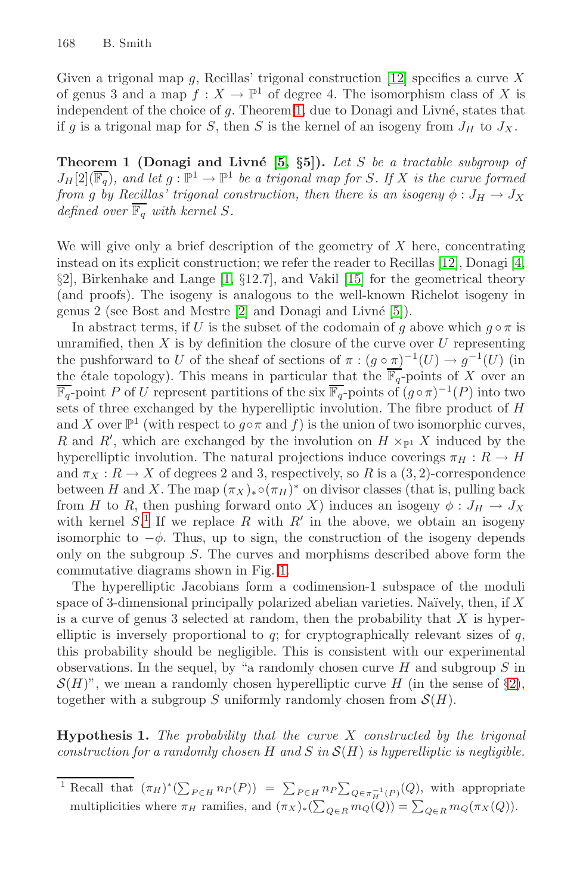Given a trigonal map $g$, Recillas' trigonal construction [12] specifies a curve $X$ of genus 3 and a map $f : X \to \mathbb{P}^1$ of degree 4. The isomorphism class of $X$ is independent of the choice of $g$. Theorem 1, due to Donagi and Livné, states that if $g$ is a trigonal map for $S$, then $S$ is the kernel of an isogeny from $J_H$ to $J_X$.

**Theorem 1 (Donagi and Livné [5, §5]).** *Let $S$ be a tractable subgroup of $J_H[2](\overline{\mathbb{F}_q})$, and let $g : \mathbb{P}^1 \to \mathbb{P}^1$ be a trigonal map for $S$. If $X$ is the curve formed from $g$ by Recillas' trigonal construction, then there is an isogeny $\phi : J_H \to J_X$ defined over $\overline{\mathbb{F}}_q$ with kernel $S$.*

We will give only a brief description of the geometry of $X$ here, concentrating instead on its explicit construction; we refer the reader to Recillas [12], Donagi [4, §2], Birkenhake and Lange [1, §12.7], and Vakil [15] for the geometrical theory (and proofs). The isogeny is analogous to the well-known Richelot isogeny in genus 2 (see Bost and Mestre [2] and Donagi and Livné [5]).

In abstract terms, if $U$ is the subset of the codomain of $g$ above which $g \circ \pi$ is unramified, then $X$ is by definition the closure of the curve over $U$ representing the pushforward to $U$ of the sheaf of sections of $\pi : (g \circ \pi)^{-1}(U) \to g^{-1}(U)$ (in the étale topology). This means in particular that the $\overline{\mathbb{F}_q}$-points of $X$ over an $\overline{\mathbb{F}_q}$-point $P$ of $U$ represent partitions of the six $\overline{\mathbb{F}_q}$-points of $(g \circ \pi)^{-1}(P)$ into two sets of three exchanged by the hyperelliptic involution. The fibre product of $H$ and $X$ over $\mathbb{P}^1$ (with respect to $g \circ \pi$ and $f$) is the union of two isomorphic curves, $R$ and $R'$, which are exchanged by the involution on $H \times_{\mathbb{P}^1} X$ induced by the hyperelliptic involution. The natural projections induce coverings $\pi_H : R \to H$ and $\pi_X : R \to X$ of degrees 2 and 3, respectively, so $R$ is a $(3, 2)$-correspondence between $H$ and $X$. The map $(\pi_X)_* \circ (\pi_H)^*$ on divisor classes (that is, pulling back from $H$ to $R$, then pushing forward onto $X$) induces an isogeny $\phi : J_H \to J_X$ with kernel $S$.[1] If we replace $R$ with $R'$ in the above, we obtain an isogeny isomorphic to $-\phi$. Thus, up to sign, the construction of the isogeny depends only on the subgroup $S$. The curves and morphisms described above form the commutative diagrams shown in Fig. 1.

The hyperelliptic Jacobians form a codimension-1 subspace of the moduli space of 3-dimensional principally polarized abelian varieties. Naïvely, then, if $X$ is a curve of genus 3 selected at random, then the probability that $X$ is hyperelliptic is inversely proportional to $q$; for cryptographically relevant sizes of $q$, this probability should be negligible. This is consistent with our experimental observations. In the sequel, by "a randomly chosen curve $H$ and subgroup $S$ in $\mathcal{S}(H)$", we mean a randomly chosen hyperelliptic curve $H$ (in the sense of §2), together with a subgroup $S$ uniformly randomly chosen from $\mathcal{S}(H)$.

**Hypothesis 1.** *The probability that the curve $X$ constructed by the trigonal construction for a randomly chosen $H$ and $S$ in $\mathcal{S}(H)$ is hyperelliptic is negligible.*

[1] Recall that $(\pi_H)^*(\sum_{P \in H} n_P(P)) = \sum_{P \in H} n_P \sum_{Q \in \pi_H^{-1}(P)}(Q)$, with appropriate multiplicities where $\pi_H$ ramifies, and $(\pi_X)_*(\sum_{Q \in R} m_Q(Q)) = \sum_{Q \in R} m_Q(\pi_X(Q))$.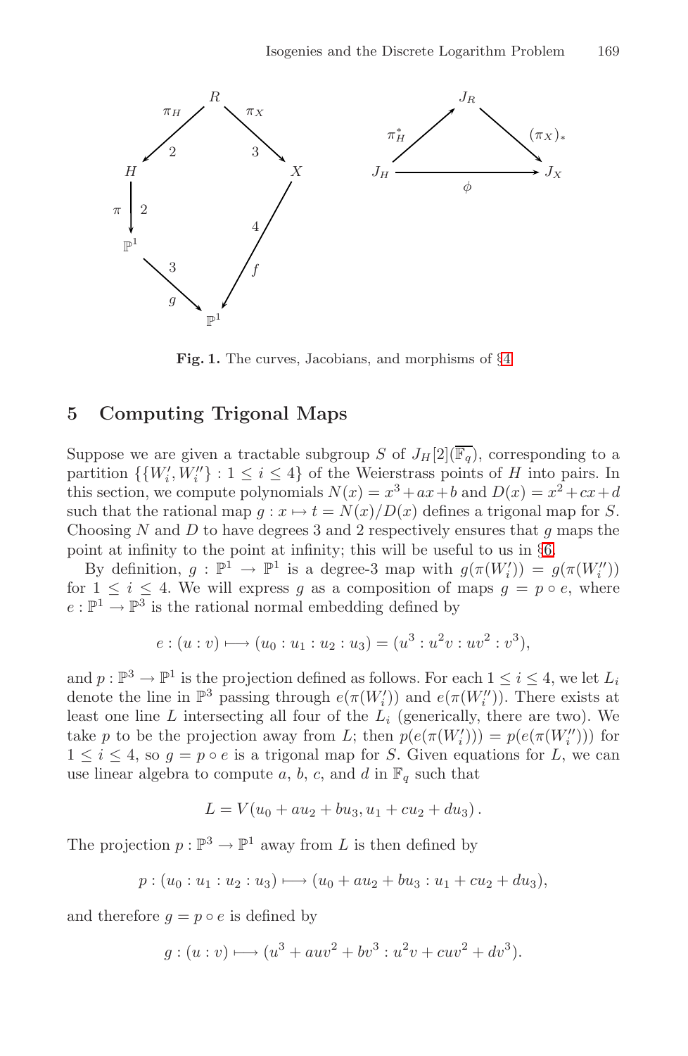**Fig. 1.** The curves, Jacobians, and morphisms of §4

## 5 Computing Trigonal Maps

Suppose we are given a tractable subgroup $S$ of $J_H[2](\overline{\mathbb{F}_q})$, corresponding to a partition $\{\{W_i', W_i''\} : 1 \leq i \leq 4\}$ of the Weierstrass points of $H$ into pairs. In this section, we compute polynomials $N(x) = x^3 + ax + b$ and $D(x) = x^2 + cx + d$ such that the rational map $g : x \mapsto t = N(x)/D(x)$ defines a trigonal map for $S$. Choosing $N$ and $D$ to have degrees 3 and 2 respectively ensures that $g$ maps the point at infinity to the point at infinity; this will be useful to us in §6.

By definition, $g : \mathbb{P}^1 \to \mathbb{P}^1$ is a degree-3 map with $g(\pi(W_i')) = g(\pi(W_i''))$ for $1 \leq i \leq 4$. We will express $g$ as a composition of maps $g = p \circ e$, where $e : \mathbb{P}^1 \to \mathbb{P}^3$ is the rational normal embedding defined by

$$e : (u : v) \longmapsto (u_0 : u_1 : u_2 : u_3) = (u^3 : u^2v : uv^2 : v^3),$$

and $p : \mathbb{P}^3 \to \mathbb{P}^1$ is the projection defined as follows. For each $1 \leq i \leq 4$, we let $L_i$ denote the line in $\mathbb{P}^3$ passing through $e(\pi(W_i'))$ and $e(\pi(W_i''))$. There exists at least one line $L$ intersecting all four of the $L_i$ (generically, there are two). We take $p$ to be the projection away from $L$; then $p(e(\pi(W_i'))) = p(e(\pi(W_i'')))$ for $1 \leq i \leq 4$, so $g = p \circ e$ is a trigonal map for $S$. Given equations for $L$, we can use linear algebra to compute $a$, $b$, $c$, and $d$ in $\mathbb{F}_q$ such that

$$L = V(u_0 + au_2 + bu_3, u_1 + cu_2 + du_3)\,.$$

The projection $p : \mathbb{P}^3 \to \mathbb{P}^1$ away from $L$ is then defined by

$$p : (u_0 : u_1 : u_2 : u_3) \longmapsto (u_0 + au_2 + bu_3 : u_1 + cu_2 + du_3),$$

and therefore $g = p \circ e$ is defined by

$$g : (u : v) \longmapsto (u^3 + auv^2 + bv^3 : u^2v + cuv^2 + dv^3).$$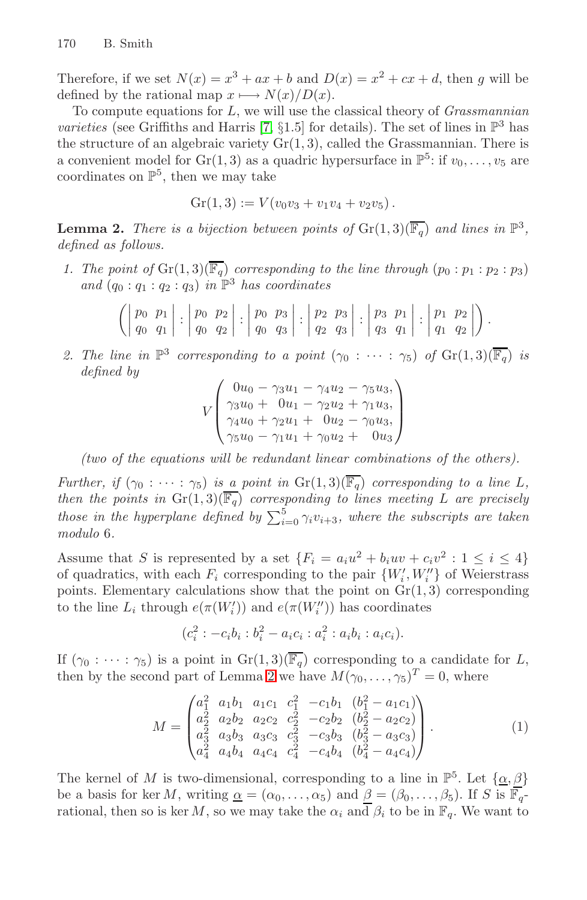Therefore, if we set $N(x) = x^3 + ax + b$ and $D(x) = x^2 + cx + d$, then $g$ will be defined by the rational map $x \longmapsto N(x)/D(x)$.

To compute equations for $L$, we will use the classical theory of *Grassmannian varieties* (see Griffiths and Harris [7, §1.5] for details). The set of lines in $\mathbb{P}^3$ has the structure of an algebraic variety $\mathrm{Gr}(1,3)$, called the Grassmannian. There is a convenient model for $\mathrm{Gr}(1,3)$ as a quadric hypersurface in $\mathbb{P}^5$: if $v_0, \ldots, v_5$ are coordinates on $\mathbb{P}^5$, then we may take

$$\mathrm{Gr}(1,3) := V(v_0v_3 + v_1v_4 + v_2v_5)\,.$$

**Lemma 2.** *There is a bijection between points of $\mathrm{Gr}(1,3)(\overline{\mathbb{F}_q})$ and lines in $\mathbb{P}^3$, defined as follows.*

1. *The point of $\mathrm{Gr}(1,3)(\overline{\mathbb{F}_q})$ corresponding to the line through $(p_0 : p_1 : p_2 : p_3)$ and $(q_0 : q_1 : q_2 : q_3)$ in $\mathbb{P}^3$ has coordinates*

$$\left( \begin{vmatrix} p_0 & p_1 \\ q_0 & q_1 \end{vmatrix} : \begin{vmatrix} p_0 & p_2 \\ q_0 & q_2 \end{vmatrix} : \begin{vmatrix} p_0 & p_3 \\ q_0 & q_3 \end{vmatrix} : \begin{vmatrix} p_2 & p_3 \\ q_2 & q_3 \end{vmatrix} : \begin{vmatrix} p_3 & p_1 \\ q_3 & q_1 \end{vmatrix} : \begin{vmatrix} p_1 & p_2 \\ q_1 & q_2 \end{vmatrix} \right).$$

2. *The line in $\mathbb{P}^3$ corresponding to a point $(\gamma_0 : \cdots : \gamma_5)$ of $\mathrm{Gr}(1,3)(\overline{\mathbb{F}_q})$ is defined by*

$$V\begin{pmatrix} 0u_0 - \gamma_3u_1 - \gamma_4u_2 - \gamma_5u_3, \\ \gamma_3u_0 + \ 0u_1 - \gamma_2u_2 + \gamma_1u_3, \\ \gamma_4u_0 + \gamma_2u_1 + \ 0u_2 - \gamma_0u_3, \\ \gamma_5u_0 - \gamma_1u_1 + \gamma_0u_2 + \ 0u_3 \end{pmatrix}$$

*(two of the equations will be redundant linear combinations of the others).*

*Further, if $(\gamma_0 : \cdots : \gamma_5)$ is a point in $\mathrm{Gr}(1,3)(\overline{\mathbb{F}_q})$ corresponding to a line $L$, then the points in $\mathrm{Gr}(1,3)(\overline{\mathbb{F}_q})$ corresponding to lines meeting $L$ are precisely those in the hyperplane defined by $\sum_{i=0}^{5} \gamma_i v_{i+3}$, where the subscripts are taken modulo 6.*

Assume that $S$ is represented by a set $\{F_i = a_iu^2 + b_iuv + c_iv^2 : 1 \leq i \leq 4\}$ of quadratics, with each $F_i$ corresponding to the pair $\{W_i', W_i''\}$ of Weierstrass points. Elementary calculations show that the point on $\mathrm{Gr}(1,3)$ corresponding to the line $L_i$ through $e(\pi(W_i'))$ and $e(\pi(W_i''))$ has coordinates

$$(c_i^2 : -c_ib_i : b_i^2 - a_ic_i : a_i^2 : a_ib_i : a_ic_i).$$

If $(\gamma_0 : \cdots : \gamma_5)$ is a point in $\mathrm{Gr}(1,3)(\overline{\mathbb{F}_q})$ corresponding to a candidate for $L$, then by the second part of Lemma 2 we have $M(\gamma_0, \ldots, \gamma_5)^T = 0$, where

$$M = \begin{pmatrix} a_1^2 & a_1b_1 & a_1c_1 & c_1^2 & -c_1b_1 & (b_1^2 - a_1c_1) \\ a_2^2 & a_2b_2 & a_2c_2 & c_2^2 & -c_2b_2 & (b_2^2 - a_2c_2) \\ a_3^2 & a_3b_3 & a_3c_3 & c_3^2 & -c_3b_3 & (b_3^2 - a_3c_3) \\ a_4^2 & a_4b_4 & a_4c_4 & c_4^2 & -c_4b_4 & (b_4^2 - a_4c_4) \end{pmatrix}. \tag{1}$$

The kernel of $M$ is two-dimensional, corresponding to a line in $\mathbb{P}^5$. Let $\{\underline{\alpha}, \underline{\beta}\}$ be a basis for $\ker M$, writing $\underline{\alpha} = (\alpha_0, \ldots, \alpha_5)$ and $\underline{\beta} = (\beta_0, \ldots, \beta_5)$. If $S$ is $\mathbb{F}_q$-rational, then so is $\ker M$, so we may take the $\alpha_i$ and $\beta_i$ to be in $\mathbb{F}_q$. We want to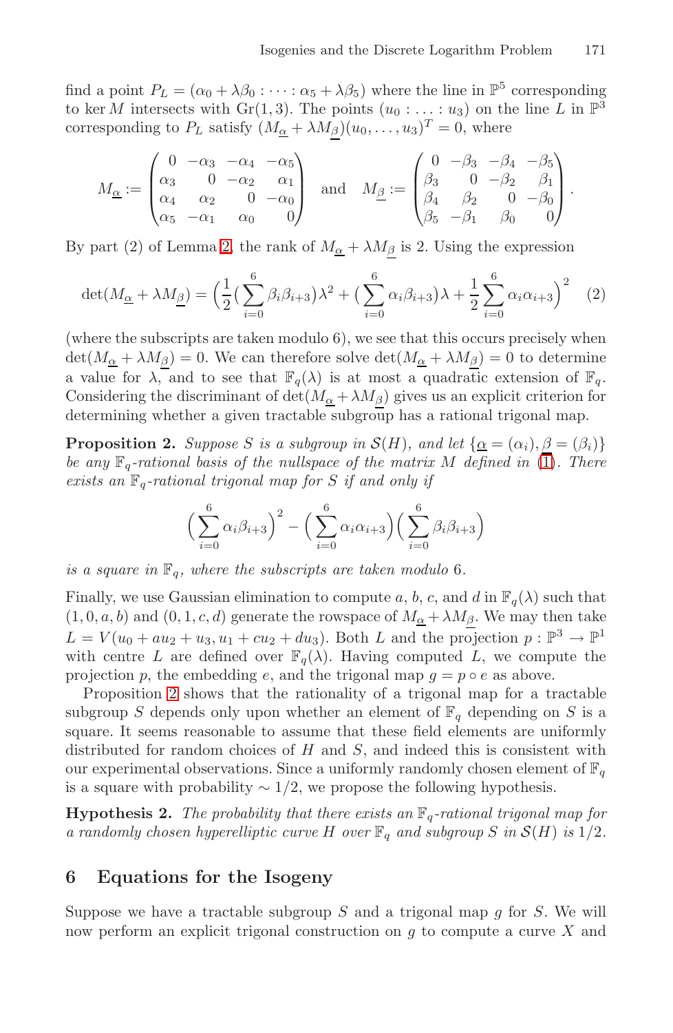find a point $P_L = (\alpha_0 + \lambda\beta_0 : \cdots : \alpha_5 + \lambda\beta_5)$ where the line in $\mathbb{P}^5$ corresponding to $\ker M$ intersects with $\mathrm{Gr}(1,3)$. The points $(u_0 : \ldots : u_3)$ on the line $L$ in $\mathbb{P}^3$ corresponding to $P_L$ satisfy $(M_{\underline{\alpha}} + \lambda M_{\underline{\beta}})(u_0, \ldots, u_3)^T = 0$, where

$$M_{\underline{\alpha}} := \begin{pmatrix} 0 & -\alpha_3 & -\alpha_4 & -\alpha_5 \\ \alpha_3 & 0 & -\alpha_2 & \alpha_1 \\ \alpha_4 & \alpha_2 & 0 & -\alpha_0 \\ \alpha_5 & -\alpha_1 & \alpha_0 & 0 \end{pmatrix} \quad \text{and} \quad M_{\underline{\beta}} := \begin{pmatrix} 0 & -\beta_3 & -\beta_4 & -\beta_5 \\ \beta_3 & 0 & -\beta_2 & \beta_1 \\ \beta_4 & \beta_2 & 0 & -\beta_0 \\ \beta_5 & -\beta_1 & \beta_0 & 0 \end{pmatrix}.$$

By part (2) of Lemma 2, the rank of $M_{\underline{\alpha}} + \lambda M_{\underline{\beta}}$ is 2. Using the expression

$$\det(M_{\underline{\alpha}} + \lambda M_{\underline{\beta}}) = \Big(\frac{1}{2}\big(\sum_{i=0}^{6}\beta_i\beta_{i+3}\big)\lambda^2 + \big(\sum_{i=0}^{6}\alpha_i\beta_{i+3}\big)\lambda + \frac{1}{2}\sum_{i=0}^{6}\alpha_i\alpha_{i+3}\Big)^2 \quad (2)$$

(where the subscripts are taken modulo 6), we see that this occurs precisely when $\det(M_{\underline{\alpha}} + \lambda M_{\underline{\beta}}) = 0$. We can therefore solve $\det(M_{\underline{\alpha}} + \lambda M_{\underline{\beta}}) = 0$ to determine a value for $\lambda$, and to see that $\mathbb{F}_q(\lambda)$ is at most a quadratic extension of $\mathbb{F}_q$. Considering the discriminant of $\det(M_{\underline{\alpha}} + \lambda M_{\underline{\beta}})$ gives us an explicit criterion for determining whether a given tractable subgroup has a rational trigonal map.

**Proposition 2.** *Suppose $S$ is a subgroup in $\mathcal{S}(H)$, and let $\{\underline{\alpha} = (\alpha_i), \underline{\beta} = (\beta_i)\}$ be any $\mathbb{F}_q$-rational basis of the nullspace of the matrix $M$ defined in (1). There exists an $\mathbb{F}_q$-rational trigonal map for $S$ if and only if*

$$\Big(\sum_{i=0}^{6}\alpha_i\beta_{i+3}\Big)^2 - \Big(\sum_{i=0}^{6}\alpha_i\alpha_{i+3}\Big)\Big(\sum_{i=0}^{6}\beta_i\beta_{i+3}\Big)$$

*is a square in $\mathbb{F}_q$, where the subscripts are taken modulo 6.*

Finally, we use Gaussian elimination to compute $a$, $b$, $c$, and $d$ in $\mathbb{F}_q(\lambda)$ such that $(1, 0, a, b)$ and $(0, 1, c, d)$ generate the rowspace of $M_{\underline{\alpha}} + \lambda M_{\underline{\beta}}$. We may then take $L = V(u_0 + au_2 + u_3, u_1 + cu_2 + du_3)$. Both $L$ and the projection $p : \mathbb{P}^3 \to \mathbb{P}^1$ with centre $L$ are defined over $\mathbb{F}_q(\lambda)$. Having computed $L$, we compute the projection $p$, the embedding $e$, and the trigonal map $g = p \circ e$ as above.

Proposition 2 shows that the rationality of a trigonal map for a tractable subgroup $S$ depends only upon whether an element of $\mathbb{F}_q$ depending on $S$ is a square. It seems reasonable to assume that these field elements are uniformly distributed for random choices of $H$ and $S$, and indeed this is consistent with our experimental observations. Since a uniformly randomly chosen element of $\mathbb{F}_q$ is a square with probability $\sim 1/2$, we propose the following hypothesis.

**Hypothesis 2.** *The probability that there exists an $\mathbb{F}_q$-rational trigonal map for a randomly chosen hyperelliptic curve $H$ over $\mathbb{F}_q$ and subgroup $S$ in $\mathcal{S}(H)$ is $1/2$.*

## 6 Equations for the Isogeny

Suppose we have a tractable subgroup $S$ and a trigonal map $g$ for $S$. We will now perform an explicit trigonal construction on $g$ to compute a curve $X$ and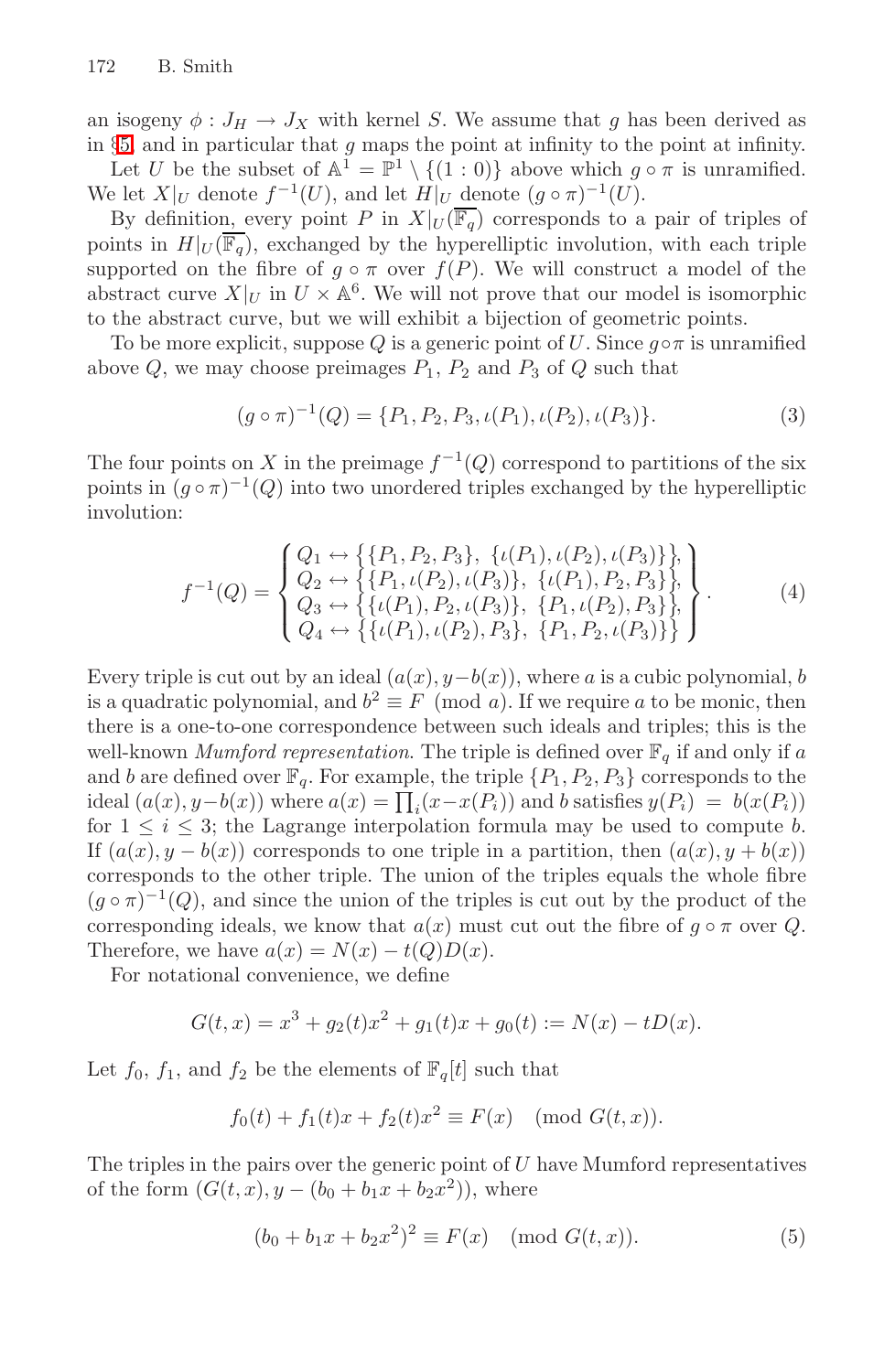an isogeny $\phi : J_H \to J_X$ with kernel $S$. We assume that $g$ has been derived as in §5, and in particular that $g$ maps the point at infinity to the point at infinity.

Let $U$ be the subset of $\mathbb{A}^1 = \mathbb{P}^1 \setminus \{(1:0)\}$ above which $g \circ \pi$ is unramified. We let $X|_U$ denote $f^{-1}(U)$, and let $H|_U$ denote $(g \circ \pi)^{-1}(U)$.

By definition, every point $P$ in $X|_U(\overline{\mathbb{F}_q})$ corresponds to a pair of triples of points in $H|_U(\overline{\mathbb{F}_q})$, exchanged by the hyperelliptic involution, with each triple supported on the fibre of $g \circ \pi$ over $f(P)$. We will construct a model of the abstract curve $X|_U$ in $U \times \mathbb{A}^6$. We will not prove that our model is isomorphic to the abstract curve, but we will exhibit a bijection of geometric points.

To be more explicit, suppose $Q$ is a generic point of $U$. Since $g \circ \pi$ is unramified above $Q$, we may choose preimages $P_1$, $P_2$ and $P_3$ of $Q$ such that

$$(g \circ \pi)^{-1}(Q) = \{P_1, P_2, P_3, \iota(P_1), \iota(P_2), \iota(P_3)\}. \tag{3}$$

The four points on $X$ in the preimage $f^{-1}(Q)$ correspond to partitions of the six points in $(g \circ \pi)^{-1}(Q)$ into two unordered triples exchanged by the hyperelliptic involution:

$$f^{-1}(Q) = \left\{ \begin{array}{l} Q_1 \leftrightarrow \big\{\{P_1, P_2, P_3\},\ \{\iota(P_1), \iota(P_2), \iota(P_3)\}\big\}, \\ Q_2 \leftrightarrow \big\{\{P_1, \iota(P_2), \iota(P_3)\},\ \{\iota(P_1), P_2, P_3\}\big\}, \\ Q_3 \leftrightarrow \big\{\{\iota(P_1), P_2, \iota(P_3)\},\ \{P_1, \iota(P_2), P_3\}\big\}, \\ Q_4 \leftrightarrow \big\{\{\iota(P_1), \iota(P_2), P_3\},\ \{P_1, P_2, \iota(P_3)\}\big\} \end{array} \right\}. \tag{4}$$

Every triple is cut out by an ideal $(a(x), y - b(x))$, where $a$ is a cubic polynomial, $b$ is a quadratic polynomial, and $b^2 \equiv F \pmod{a}$. If we require $a$ to be monic, then there is a one-to-one correspondence between such ideals and triples; this is the well-known *Mumford representation*. The triple is defined over $\mathbb{F}_q$ if and only if $a$ and $b$ are defined over $\mathbb{F}_q$. For example, the triple $\{P_1, P_2, P_3\}$ corresponds to the ideal $(a(x), y - b(x))$ where $a(x) = \prod_i (x - x(P_i))$ and $b$ satisfies $y(P_i) = b(x(P_i))$ for $1 \leq i \leq 3$; the Lagrange interpolation formula may be used to compute $b$. If $(a(x), y - b(x))$ corresponds to one triple in a partition, then $(a(x), y + b(x))$ corresponds to the other triple. The union of the triples equals the whole fibre $(g \circ \pi)^{-1}(Q)$, and since the union of the triples is cut out by the product of the corresponding ideals, we know that $a(x)$ must cut out the fibre of $g \circ \pi$ over $Q$. Therefore, we have $a(x) = N(x) - t(Q)D(x)$.

For notational convenience, we define

$$G(t, x) = x^3 + g_2(t)x^2 + g_1(t)x + g_0(t) := N(x) - tD(x).$$

Let $f_0$, $f_1$, and $f_2$ be the elements of $\mathbb{F}_q[t]$ such that

$$f_0(t) + f_1(t)x + f_2(t)x^2 \equiv F(x) \pmod{G(t, x)}.$$

The triples in the pairs over the generic point of $U$ have Mumford representatives of the form $(G(t, x), y - (b_0 + b_1 x + b_2 x^2))$, where

$$(b_0 + b_1 x + b_2 x^2)^2 \equiv F(x) \pmod{G(t, x)}. \tag{5}$$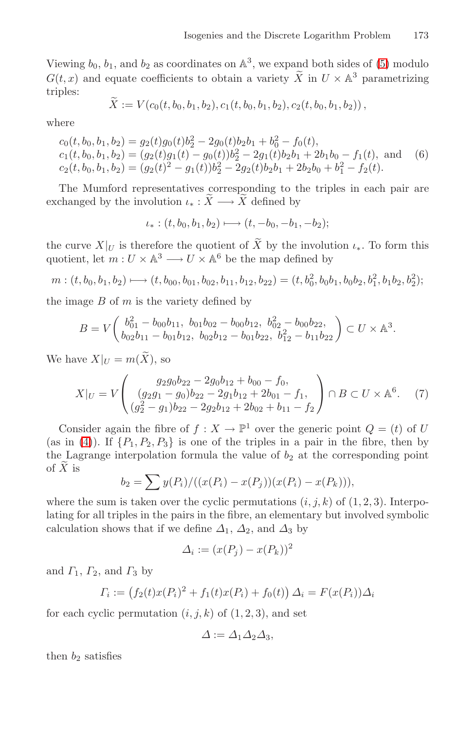Viewing $b_0$, $b_1$, and $b_2$ as coordinates on $\mathbb{A}^3$, we expand both sides of (5) modulo $G(t,x)$ and equate coefficients to obtain a variety $\widetilde{X}$ in $U \times \mathbb{A}^3$ parametrizing triples:

$$\widetilde{X} := V\left(c_0(t,b_0,b_1,b_2), c_1(t,b_0,b_1,b_2), c_2(t,b_0,b_1,b_2)\right),$$

where

$$\begin{aligned}
c_0(t,b_0,b_1,b_2) &= g_2(t)g_0(t)b_2^2 - 2g_0(t)b_2b_1 + b_0^2 - f_0(t),\\
c_1(t,b_0,b_1,b_2) &= (g_2(t)g_1(t) - g_0(t))b_2^2 - 2g_1(t)b_2b_1 + 2b_1b_0 - f_1(t), \text{ and}\\
c_2(t,b_0,b_1,b_2) &= (g_2(t)^2 - g_1(t))b_2^2 - 2g_2(t)b_2b_1 + 2b_2b_0 + b_1^2 - f_2(t).
\end{aligned} \tag{6}$$

The Mumford representatives corresponding to the triples in each pair are exchanged by the involution $\iota_* : \widetilde{X} \longrightarrow \widetilde{X}$ defined by

$$\iota_* : (t, b_0, b_1, b_2) \longmapsto (t, -b_0, -b_1, -b_2);$$

the curve $X|_U$ is therefore the quotient of $\widetilde{X}$ by the involution $\iota_*$. To form this quotient, let $m : U \times \mathbb{A}^3 \longrightarrow U \times \mathbb{A}^6$ be the map defined by

$$m : (t, b_0, b_1, b_2) \longmapsto (t, b_{00}, b_{01}, b_{02}, b_{11}, b_{12}, b_{22}) = (t, b_0^2, b_0b_1, b_0b_2, b_1^2, b_1b_2, b_2^2);$$

the image $B$ of $m$ is the variety defined by

$$B = V\begin{pmatrix} b_{01}^2 - b_{00}b_{11},\ b_{01}b_{02} - b_{00}b_{12},\ b_{02}^2 - b_{00}b_{22}, \\ b_{02}b_{11} - b_{01}b_{12},\ b_{02}b_{12} - b_{01}b_{22},\ b_{12}^2 - b_{11}b_{22} \end{pmatrix} \subset U \times \mathbb{A}^3.$$

We have $X|_U = m(\widetilde{X})$, so

$$X|_U = V\begin{pmatrix} g_2g_0b_{22} - 2g_0b_{12} + b_{00} - f_0, \\ (g_2g_1 - g_0)b_{22} - 2g_1b_{12} + 2b_{01} - f_1, \\ (g_2^2 - g_1)b_{22} - 2g_2b_{12} + 2b_{02} + b_{11} - f_2 \end{pmatrix} \cap B \subset U \times \mathbb{A}^6. \tag{7}$$

Consider again the fibre of $f : X \to \mathbb{P}^1$ over the generic point $Q = (t)$ of $U$ (as in (4)). If $\{P_1, P_2, P_3\}$ is one of the triples in a pair in the fibre, then by the Lagrange interpolation formula the value of $b_2$ at the corresponding point of $\widetilde{X}$ is

$$b_2 = \sum y(P_i)/((x(P_i) - x(P_j))(x(P_i) - x(P_k))),$$

where the sum is taken over the cyclic permutations $(i,j,k)$ of $(1,2,3)$. Interpolating for all triples in the pairs in the fibre, an elementary but involved symbolic calculation shows that if we define $\Delta_1$, $\Delta_2$, and $\Delta_3$ by

$$\Delta_i := (x(P_j) - x(P_k))^2$$

and $\Gamma_1$, $\Gamma_2$, and $\Gamma_3$ by

$$\Gamma_i := \left(f_2(t)x(P_i)^2 + f_1(t)x(P_i) + f_0(t)\right)\Delta_i = F(x(P_i))\Delta_i$$

for each cyclic permutation $(i,j,k)$ of $(1,2,3)$, and set

$$\Delta := \Delta_1\Delta_2\Delta_3,$$

then $b_2$ satisfies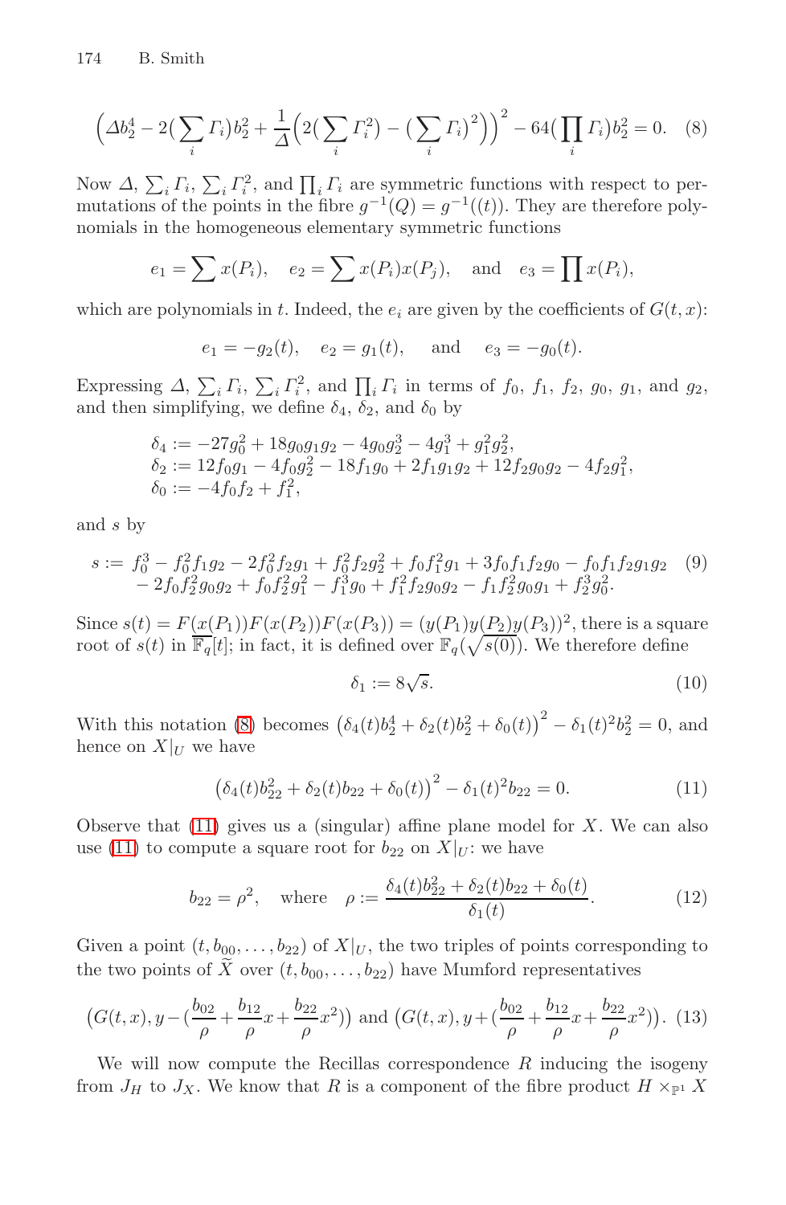$$\Big(\Delta b_2^4 - 2\big(\sum_i \Gamma_i\big) b_2^2 + \frac{1}{\Delta}\Big(2\big(\sum_i \Gamma_i^2\big) - \big(\sum_i \Gamma_i\big)^2\Big)\Big)^2 - 64\big(\prod_i \Gamma_i\big) b_2^2 = 0. \quad (8)$$

Now $\Delta$, $\sum_i \Gamma_i$, $\sum_i \Gamma_i^2$, and $\prod_i \Gamma_i$ are symmetric functions with respect to permutations of the points in the fibre $g^{-1}(Q) = g^{-1}((t))$. They are therefore polynomials in the homogeneous elementary symmetric functions

$$e_1 = \sum x(P_i), \quad e_2 = \sum x(P_i)x(P_j), \quad \text{and} \quad e_3 = \prod x(P_i),$$

which are polynomials in $t$. Indeed, the $e_i$ are given by the coefficients of $G(t,x)$:

$$e_1 = -g_2(t), \quad e_2 = g_1(t), \quad \text{and} \quad e_3 = -g_0(t).$$

Expressing $\Delta$, $\sum_i \Gamma_i$, $\sum_i \Gamma_i^2$, and $\prod_i \Gamma_i$ in terms of $f_0$, $f_1$, $f_2$, $g_0$, $g_1$, and $g_2$, and then simplifying, we define $\delta_4$, $\delta_2$, and $\delta_0$ by

$$\begin{aligned}
\delta_4 &:= -27g_0^2 + 18g_0g_1g_2 - 4g_0g_2^3 - 4g_1^3 + g_1^2g_2^2, \\
\delta_2 &:= 12f_0g_1 - 4f_0g_2^2 - 18f_1g_0 + 2f_1g_1g_2 + 12f_2g_0g_2 - 4f_2g_1^2, \\
\delta_0 &:= -4f_0f_2 + f_1^2,
\end{aligned}$$

and $s$ by

$$\begin{aligned}
s := {} & f_0^3 - f_0^2f_1g_2 - 2f_0^2f_2g_1 + f_0^2f_2g_2^2 + f_0f_1^2g_1 + 3f_0f_1f_2g_0 - f_0f_1f_2g_1g_2 \\
& - 2f_0f_2^2g_0g_2 + f_0f_2^2g_1^2 - f_1^3g_0 + f_1^2f_2g_0g_2 - f_1f_2^2g_0g_1 + f_2^3g_0^2.
\end{aligned} \quad (9)$$

Since $s(t) = F(x(P_1))F(x(P_2))F(x(P_3)) = (y(P_1)y(P_2)y(P_3))^2$, there is a square root of $s(t)$ in $\overline{\mathbb{F}_q}[t]$; in fact, it is defined over $\mathbb{F}_q(\sqrt{s(0)})$. We therefore define

$$\delta_1 := 8\sqrt{s}. \quad (10)$$

With this notation (8) becomes $\big(\delta_4(t)b_2^4 + \delta_2(t)b_2^2 + \delta_0(t)\big)^2 - \delta_1(t)^2 b_2^2 = 0$, and hence on $X|_U$ we have

$$\big(\delta_4(t)b_{22}^2 + \delta_2(t)b_{22} + \delta_0(t)\big)^2 - \delta_1(t)^2 b_{22} = 0. \quad (11)$$

Observe that (11) gives us a (singular) affine plane model for $X$. We can also use (11) to compute a square root for $b_{22}$ on $X|_U$: we have

$$b_{22} = \rho^2, \quad \text{where} \quad \rho := \frac{\delta_4(t)b_{22}^2 + \delta_2(t)b_{22} + \delta_0(t)}{\delta_1(t)}. \quad (12)$$

Given a point $(t, b_{00}, \ldots, b_{22})$ of $X|_U$, the two triples of points corresponding to the two points of $\widetilde{X}$ over $(t, b_{00}, \ldots, b_{22})$ have Mumford representatives

$$\Big(G(t,x), y - \big(\frac{b_{02}}{\rho} + \frac{b_{12}}{\rho}x + \frac{b_{22}}{\rho}x^2\big)\Big) \text{ and } \Big(G(t,x), y + \big(\frac{b_{02}}{\rho} + \frac{b_{12}}{\rho}x + \frac{b_{22}}{\rho}x^2\big)\Big). \quad (13)$$

We will now compute the Recillas correspondence $R$ inducing the isogeny from $J_H$ to $J_X$. We know that $R$ is a component of the fibre product $H \times_{\mathbb{P}^1} X$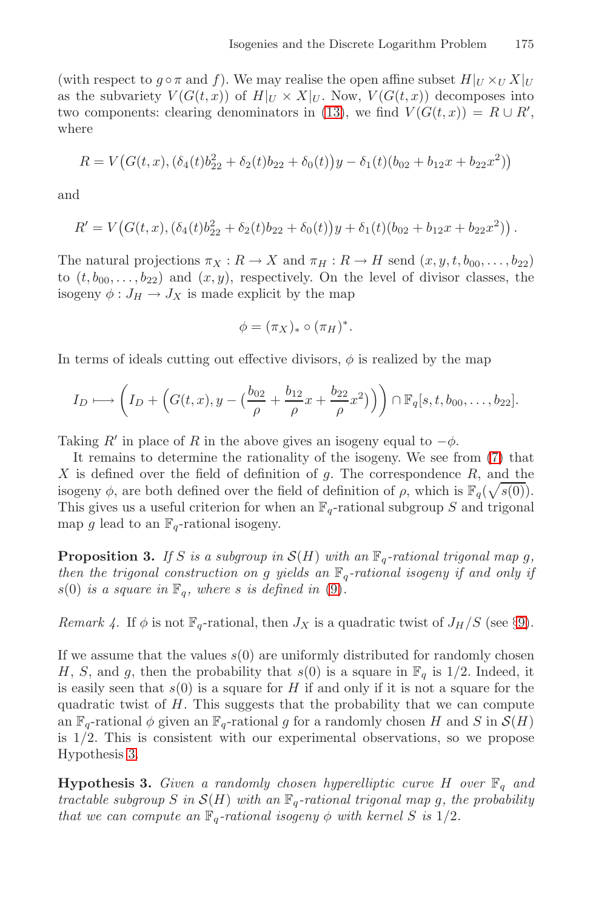(with respect to $g \circ \pi$ and $f$). We may realise the open affine subset $H|_U \times_U X|_U$ as the subvariety $V(G(t,x))$ of $H|_U \times X|_U$. Now, $V(G(t,x))$ decomposes into two components: clearing denominators in (13), we find $V(G(t,x)) = R \cup R'$, where

$$R = V\big(G(t,x), (\delta_4(t)b_{22}^2 + \delta_2(t)b_{22} + \delta_0(t))y - \delta_1(t)(b_{02} + b_{12}x + b_{22}x^2)\big)$$

and

$$R' = V\big(G(t,x), (\delta_4(t)b_{22}^2 + \delta_2(t)b_{22} + \delta_0(t))y + \delta_1(t)(b_{02} + b_{12}x + b_{22}x^2)\big)\,.$$

The natural projections $\pi_X : R \to X$ and $\pi_H : R \to H$ send $(x, y, t, b_{00}, \ldots, b_{22})$ to $(t, b_{00}, \ldots, b_{22})$ and $(x, y)$, respectively. On the level of divisor classes, the isogeny $\phi : J_H \to J_X$ is made explicit by the map

$$\phi = (\pi_X)_* \circ (\pi_H)^*.$$

In terms of ideals cutting out effective divisors, $\phi$ is realized by the map

$$I_D \longmapsto \left(I_D + \left(G(t,x), y - \left(\frac{b_{02}}{\rho} + \frac{b_{12}}{\rho}x + \frac{b_{22}}{\rho}x^2\right)\right)\right) \cap \mathbb{F}_q[s, t, b_{00}, \ldots, b_{22}].$$

Taking $R'$ in place of $R$ in the above gives an isogeny equal to $-\phi$.

It remains to determine the rationality of the isogeny. We see from (7) that $X$ is defined over the field of definition of $g$. The correspondence $R$, and the isogeny $\phi$, are both defined over the field of definition of $\rho$, which is $\mathbb{F}_q(\sqrt{s(0)})$. This gives us a useful criterion for when an $\mathbb{F}_q$-rational subgroup $S$ and trigonal map $g$ lead to an $\mathbb{F}_q$-rational isogeny.

**Proposition 3.** *If $S$ is a subgroup in $\mathcal{S}(H)$ with an $\mathbb{F}_q$-rational trigonal map $g$, then the trigonal construction on $g$ yields an $\mathbb{F}_q$-rational isogeny if and only if $s(0)$ is a square in $\mathbb{F}_q$, where $s$ is defined in (9).*

*Remark 4.* If $\phi$ is not $\mathbb{F}_q$-rational, then $J_X$ is a quadratic twist of $J_H/S$ (see §9).

If we assume that the values $s(0)$ are uniformly distributed for randomly chosen $H$, $S$, and $g$, then the probability that $s(0)$ is a square in $\mathbb{F}_q$ is $1/2$. Indeed, it is easily seen that $s(0)$ is a square for $H$ if and only if it is not a square for the quadratic twist of $H$. This suggests that the probability that we can compute an $\mathbb{F}_q$-rational $\phi$ given an $\mathbb{F}_q$-rational $g$ for a randomly chosen $H$ and $S$ in $\mathcal{S}(H)$ is $1/2$. This is consistent with our experimental observations, so we propose Hypothesis 3.

**Hypothesis 3.** *Given a randomly chosen hyperelliptic curve $H$ over $\mathbb{F}_q$ and tractable subgroup $S$ in $\mathcal{S}(H)$ with an $\mathbb{F}_q$-rational trigonal map $g$, the probability that we can compute an $\mathbb{F}_q$-rational isogeny $\phi$ with kernel $S$ is $1/2$.*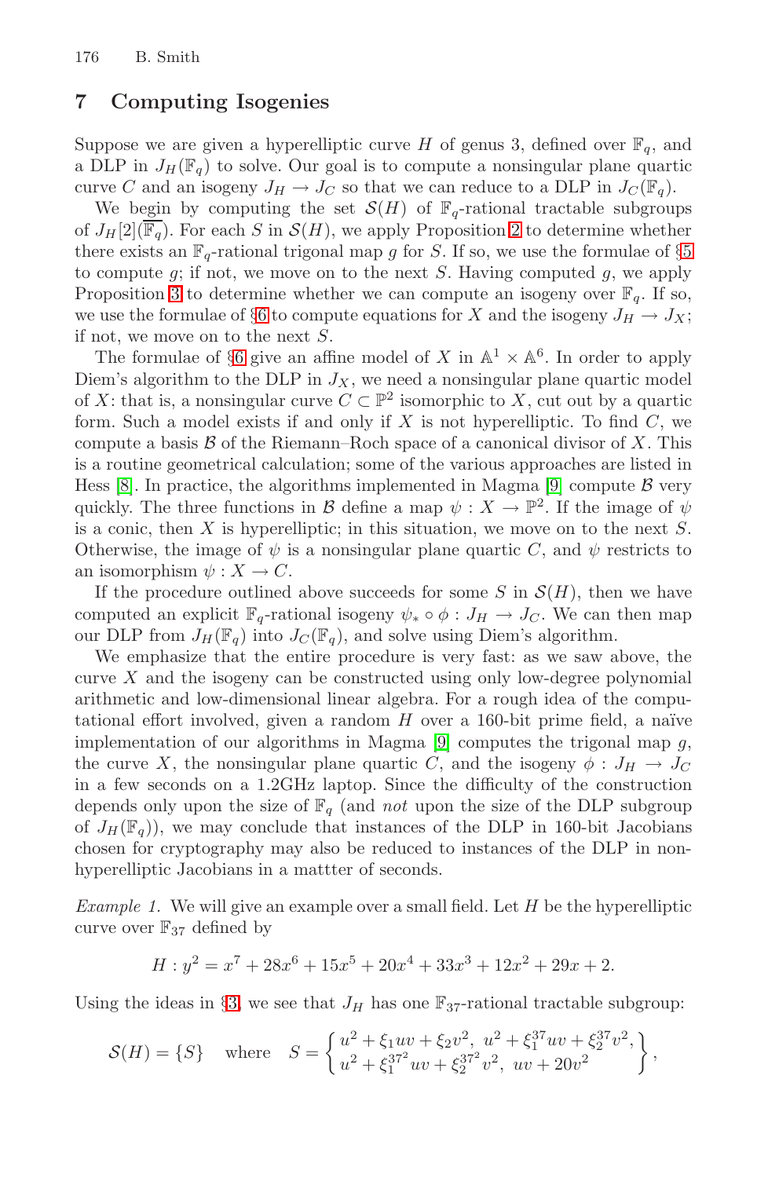## 7 Computing Isogenies

Suppose we are given a hyperelliptic curve $H$ of genus 3, defined over $\mathbb{F}_q$, and a DLP in $J_H(\mathbb{F}_q)$ to solve. Our goal is to compute a nonsingular plane quartic curve $C$ and an isogeny $J_H \to J_C$ so that we can reduce to a DLP in $J_C(\mathbb{F}_q)$.

We begin by computing the set $\mathcal{S}(H)$ of $\mathbb{F}_q$-rational tractable subgroups of $J_H[2](\overline{\mathbb{F}_q})$. For each $S$ in $\mathcal{S}(H)$, we apply Proposition 2 to determine whether there exists an $\mathbb{F}_q$-rational trigonal map $g$ for $S$. If so, we use the formulae of §5 to compute $g$; if not, we move on to the next $S$. Having computed $g$, we apply Proposition 3 to determine whether we can compute an isogeny over $\mathbb{F}_q$. If so, we use the formulae of §6 to compute equations for $X$ and the isogeny $J_H \to J_X$; if not, we move on to the next $S$.

The formulae of §6 give an affine model of $X$ in $\mathbb{A}^1 \times \mathbb{A}^6$. In order to apply Diem's algorithm to the DLP in $J_X$, we need a nonsingular plane quartic model of $X$: that is, a nonsingular curve $C \subset \mathbb{P}^2$ isomorphic to $X$, cut out by a quartic form. Such a model exists if and only if $X$ is not hyperelliptic. To find $C$, we compute a basis $\mathcal{B}$ of the Riemann–Roch space of a canonical divisor of $X$. This is a routine geometrical calculation; some of the various approaches are listed in Hess [8]. In practice, the algorithms implemented in Magma [9] compute $\mathcal{B}$ very quickly. The three functions in $\mathcal{B}$ define a map $\psi : X \to \mathbb{P}^2$. If the image of $\psi$ is a conic, then $X$ is hyperelliptic; in this situation, we move on to the next $S$. Otherwise, the image of $\psi$ is a nonsingular plane quartic $C$, and $\psi$ restricts to an isomorphism $\psi : X \to C$.

If the procedure outlined above succeeds for some $S$ in $\mathcal{S}(H)$, then we have computed an explicit $\mathbb{F}_q$-rational isogeny $\psi_* \circ \phi : J_H \to J_C$. We can then map our DLP from $J_H(\mathbb{F}_q)$ into $J_C(\mathbb{F}_q)$, and solve using Diem's algorithm.

We emphasize that the entire procedure is very fast: as we saw above, the curve $X$ and the isogeny can be constructed using only low-degree polynomial arithmetic and low-dimensional linear algebra. For a rough idea of the computational effort involved, given a random $H$ over a 160-bit prime field, a naïve implementation of our algorithms in Magma [9] computes the trigonal map $g$, the curve $X$, the nonsingular plane quartic $C$, and the isogeny $\phi : J_H \to J_C$ in a few seconds on a 1.2GHz laptop. Since the difficulty of the construction depends only upon the size of $\mathbb{F}_q$ (and *not* upon the size of the DLP subgroup of $J_H(\mathbb{F}_q)$), we may conclude that instances of the DLP in 160-bit Jacobians chosen for cryptography may also be reduced to instances of the DLP in non-hyperelliptic Jacobians in a mattter of seconds.

*Example 1.* We will give an example over a small field. Let $H$ be the hyperelliptic curve over $\mathbb{F}_{37}$ defined by

$$H : y^2 = x^7 + 28x^6 + 15x^5 + 20x^4 + 33x^3 + 12x^2 + 29x + 2.$$

Using the ideas in §3, we see that $J_H$ has one $\mathbb{F}_{37}$-rational tractable subgroup:

$$\mathcal{S}(H) = \{S\} \quad \text{where} \quad S = \left\{ \begin{matrix} u^2 + \xi_1 uv + \xi_2 v^2, \ u^2 + \xi_1^{37} uv + \xi_2^{37} v^2, \\ u^2 + \xi_1^{37^2} uv + \xi_2^{37^2} v^2, \ uv + 20v^2 \end{matrix} \right\},$$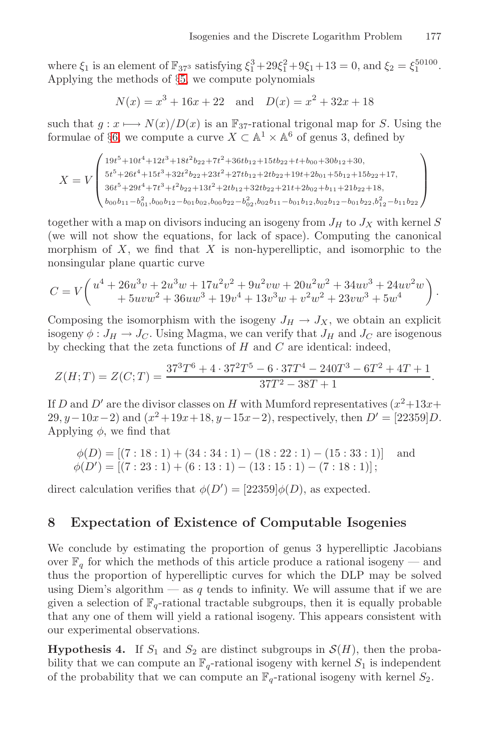where $\xi_1$ is an element of $\mathbb{F}_{37^3}$ satisfying $\xi_1^3+29\xi_1^2+9\xi_1+13=0$, and $\xi_2 = \xi_1^{50100}$. Applying the methods of §5, we compute polynomials

$$N(x) = x^3 + 16x + 22 \quad \text{and} \quad D(x) = x^2 + 32x + 18$$

such that $g : x \longmapsto N(x)/D(x)$ is an $\mathbb{F}_{37}$-rational trigonal map for $S$. Using the formulae of §6, we compute a curve $X \subset \mathbb{A}^1 \times \mathbb{A}^6$ of genus 3, defined by

$$X = V\begin{pmatrix} 19t^5+10t^4+12t^3+18t^2b_{22}+7t^2+36tb_{12}+15tb_{22}+t+b_{00}+30b_{12}+30, \\ 5t^5+26t^4+15t^3+32t^2b_{22}+23t^2+27tb_{12}+2tb_{22}+19t+2b_{01}+5b_{12}+15b_{22}+17, \\ 36t^5+29t^4+7t^3+t^2b_{22}+13t^2+2tb_{12}+32tb_{22}+21t+2b_{02}+b_{11}+21b_{22}+18, \\ b_{00}b_{11}-b_{01}^2, b_{00}b_{12}-b_{01}b_{02}, b_{00}b_{22}-b_{02}^2, b_{02}b_{11}-b_{01}b_{12}, b_{02}b_{12}-b_{01}b_{22}, b_{12}^2-b_{11}b_{22} \end{pmatrix}$$

together with a map on divisors inducing an isogeny from $J_H$ to $J_X$ with kernel $S$ (we will not show the equations, for lack of space). Computing the canonical morphism of $X$, we find that $X$ is non-hyperelliptic, and isomorphic to the nonsingular plane quartic curve

$$C = V\begin{pmatrix} u^4 + 26u^3v + 2u^3w + 17u^2v^2 + 9u^2vw + 20u^2w^2 + 34uv^3 + 24uv^2w \\ + 5uvw^2 + 36uw^3 + 19v^4 + 13v^3w + v^2w^2 + 23vw^3 + 5w^4 \end{pmatrix}.$$

Composing the isomorphism with the isogeny $J_H \to J_X$, we obtain an explicit isogeny $\phi : J_H \to J_C$. Using Magma, we can verify that $J_H$ and $J_C$ are isogenous by checking that the zeta functions of $H$ and $C$ are identical: indeed,

$$Z(H;T) = Z(C;T) = \frac{37^3T^6 + 4\cdot 37^2T^5 - 6\cdot 37T^4 - 240T^3 - 6T^2 + 4T + 1}{37T^2 - 38T + 1}.$$

If $D$ and $D'$ are the divisor classes on $H$ with Mumford representatives $(x^2+13x+29, y-10x-2)$ and $(x^2+19x+18, y-15x-2)$, respectively, then $D' = [22359]D$. Applying $\phi$, we find that

$$\begin{aligned} \phi(D) &= [(7:18:1) + (34:34:1) - (18:22:1) - (15:33:1)] \quad \text{and} \\ \phi(D') &= [(7:23:1) + (6:13:1) - (13:15:1) - (7:18:1)]; \end{aligned}$$

direct calculation verifies that $\phi(D') = [22359]\phi(D)$, as expected.

## 8 Expectation of Existence of Computable Isogenies

We conclude by estimating the proportion of genus 3 hyperelliptic Jacobians over $\mathbb{F}_q$ for which the methods of this article produce a rational isogeny — and thus the proportion of hyperelliptic curves for which the DLP may be solved using Diem's algorithm — as $q$ tends to infinity. We will assume that if we are given a selection of $\mathbb{F}_q$-rational tractable subgroups, then it is equally probable that any one of them will yield a rational isogeny. This appears consistent with our experimental observations.

**Hypothesis 4.** If $S_1$ and $S_2$ are distinct subgroups in $\mathcal{S}(H)$, then the probability that we can compute an $\mathbb{F}_q$-rational isogeny with kernel $S_1$ is independent of the probability that we can compute an $\mathbb{F}_q$-rational isogeny with kernel $S_2$.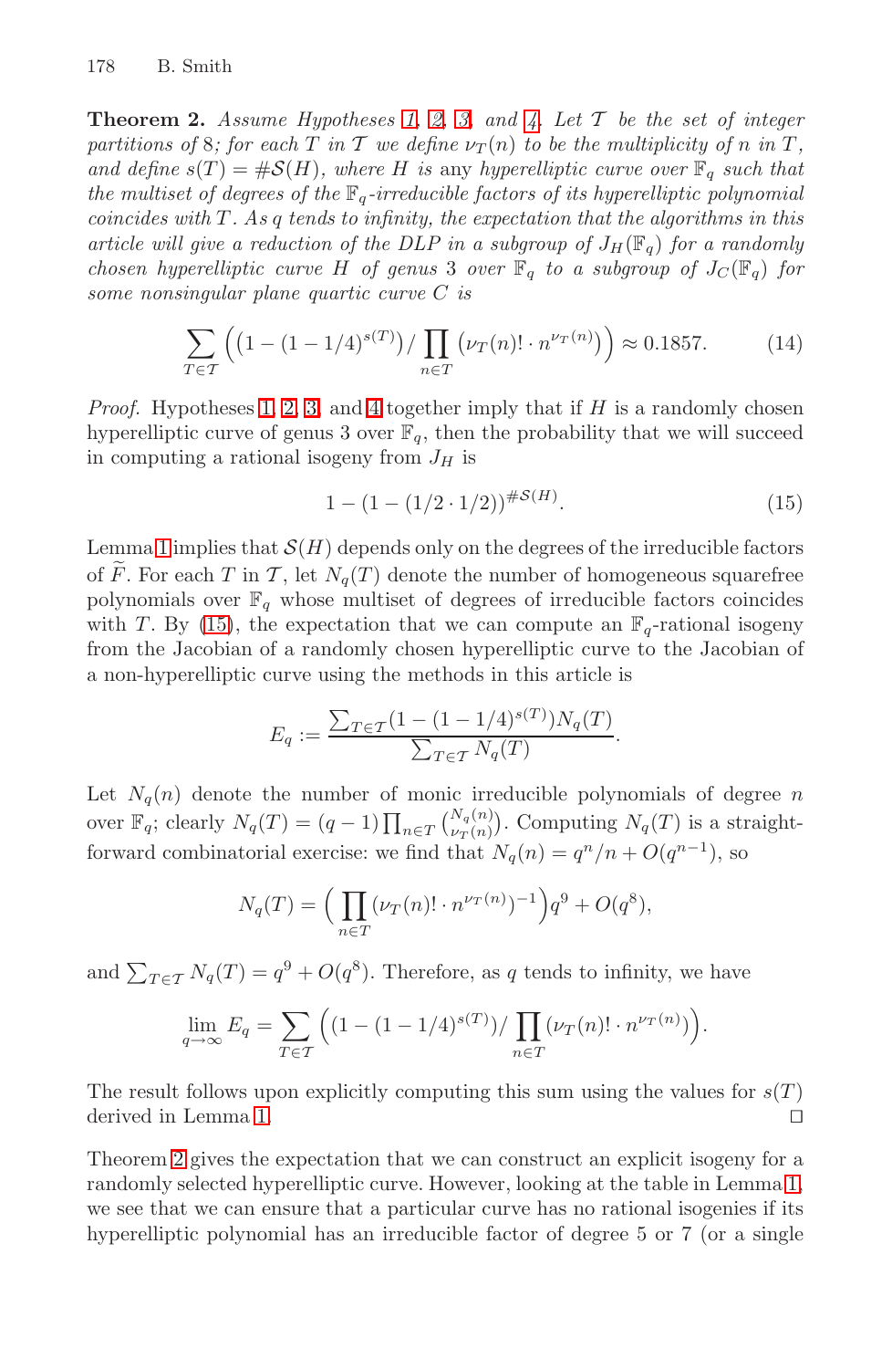**Theorem 2.** *Assume Hypotheses 1, 2, 3, and 4. Let $\mathcal{T}$ be the set of integer partitions of 8; for each $T$ in $\mathcal{T}$ we define $\nu_T(n)$ to be the multiplicity of $n$ in $T$, and define $s(T) = \#\mathcal{S}(H)$, where $H$ is any hyperelliptic curve over $\mathbb{F}_q$ such that the multiset of degrees of the $\mathbb{F}_q$-irreducible factors of its hyperelliptic polynomial coincides with $T$. As $q$ tends to infinity, the expectation that the algorithms in this article will give a reduction of the DLP in a subgroup of $J_H(\mathbb{F}_q)$ for a randomly chosen hyperelliptic curve $H$ of genus 3 over $\mathbb{F}_q$ to a subgroup of $J_C(\mathbb{F}_q)$ for some nonsingular plane quartic curve $C$ is*

$$\sum_{T \in \mathcal{T}} \left( \left(1 - (1 - 1/4)^{s(T)}\right) / \prod_{n \in T} \left(\nu_T(n)! \cdot n^{\nu_T(n)}\right) \right) \approx 0.1857. \tag{14}$$

*Proof.* Hypotheses 1, 2, 3, and 4 together imply that if $H$ is a randomly chosen hyperelliptic curve of genus 3 over $\mathbb{F}_q$, then the probability that we will succeed in computing a rational isogeny from $J_H$ is

$$1 - (1 - (1/2 \cdot 1/2))^{\#\mathcal{S}(H)}. \tag{15}$$

Lemma 1 implies that $\mathcal{S}(H)$ depends only on the degrees of the irreducible factors of $\widetilde{F}$. For each $T$ in $\mathcal{T}$, let $N_q(T)$ denote the number of homogeneous squarefree polynomials over $\mathbb{F}_q$ whose multiset of degrees of irreducible factors coincides with $T$. By (15), the expectation that we can compute an $\mathbb{F}_q$-rational isogeny from the Jacobian of a randomly chosen hyperelliptic curve to the Jacobian of a non-hyperelliptic curve using the methods in this article is

$$E_q := \frac{\sum_{T \in \mathcal{T}} (1 - (1 - 1/4)^{s(T)}) N_q(T)}{\sum_{T \in \mathcal{T}} N_q(T)}.$$

Let $N_q(n)$ denote the number of monic irreducible polynomials of degree $n$ over $\mathbb{F}_q$; clearly $N_q(T) = (q-1) \prod_{n \in T} \binom{N_q(n)}{\nu_T(n)}$. Computing $N_q(T)$ is a straightforward combinatorial exercise: we find that $N_q(n) = q^n/n + O(q^{n-1})$, so

$$N_q(T) = \Big( \prod_{n \in T} (\nu_T(n)! \cdot n^{\nu_T(n)})^{-1} \Big) q^9 + O(q^8),$$

and $\sum_{T \in \mathcal{T}} N_q(T) = q^9 + O(q^8)$. Therefore, as $q$ tends to infinity, we have

$$\lim_{q \to \infty} E_q = \sum_{T \in \mathcal{T}} \Big( (1 - (1 - 1/4)^{s(T)}) / \prod_{n \in T} (\nu_T(n)! \cdot n^{\nu_T(n)}) \Big).$$

The result follows upon explicitly computing this sum using the values for $s(T)$ derived in Lemma 1. $\square$

Theorem 2 gives the expectation that we can construct an explicit isogeny for a randomly selected hyperelliptic curve. However, looking at the table in Lemma 1, we see that we can ensure that a particular curve has no rational isogenies if its hyperelliptic polynomial has an irreducible factor of degree 5 or 7 (or a single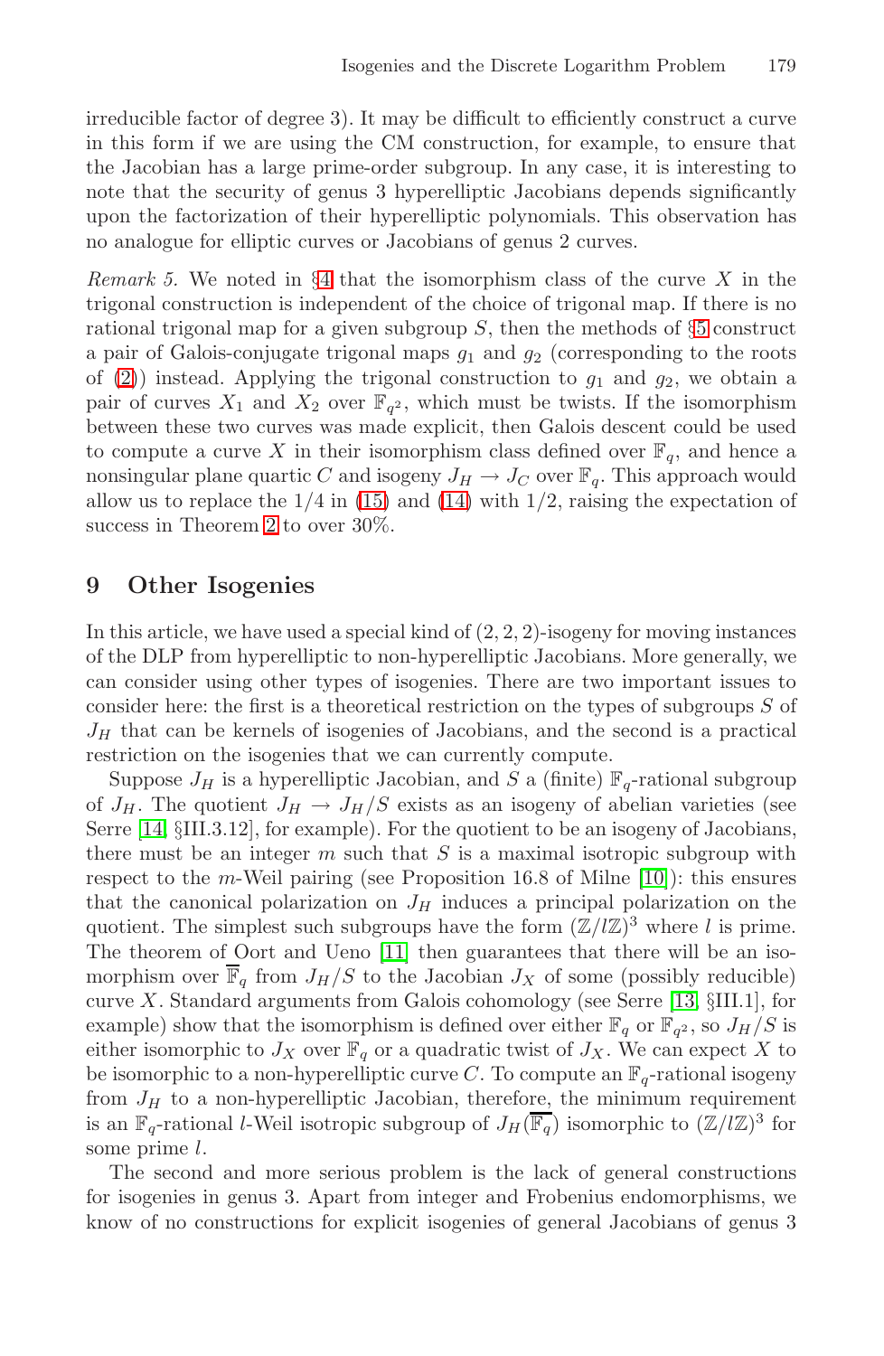irreducible factor of degree 3). It may be difficult to efficiently construct a curve in this form if we are using the CM construction, for example, to ensure that the Jacobian has a large prime-order subgroup. In any case, it is interesting to note that the security of genus 3 hyperelliptic Jacobians depends significantly upon the factorization of their hyperelliptic polynomials. This observation has no analogue for elliptic curves or Jacobians of genus 2 curves.

*Remark 5.* We noted in §4 that the isomorphism class of the curve $X$ in the trigonal construction is independent of the choice of trigonal map. If there is no rational trigonal map for a given subgroup $S$, then the methods of §5 construct a pair of Galois-conjugate trigonal maps $g_1$ and $g_2$ (corresponding to the roots of (2)) instead. Applying the trigonal construction to $g_1$ and $g_2$, we obtain a pair of curves $X_1$ and $X_2$ over $\mathbb{F}_{q^2}$, which must be twists. If the isomorphism between these two curves was made explicit, then Galois descent could be used to compute a curve $X$ in their isomorphism class defined over $\mathbb{F}_q$, and hence a nonsingular plane quartic $C$ and isogeny $J_H \to J_C$ over $\mathbb{F}_q$. This approach would allow us to replace the $1/4$ in (15) and (14) with $1/2$, raising the expectation of success in Theorem 2 to over 30%.

## 9 Other Isogenies

In this article, we have used a special kind of $(2, 2, 2)$-isogeny for moving instances of the DLP from hyperelliptic to non-hyperelliptic Jacobians. More generally, we can consider using other types of isogenies. There are two important issues to consider here: the first is a theoretical restriction on the types of subgroups $S$ of $J_H$ that can be kernels of isogenies of Jacobians, and the second is a practical restriction on the isogenies that we can currently compute.

Suppose $J_H$ is a hyperelliptic Jacobian, and $S$ a (finite) $\mathbb{F}_q$-rational subgroup of $J_H$. The quotient $J_H \to J_H/S$ exists as an isogeny of abelian varieties (see Serre [14, §III.3.12], for example). For the quotient to be an isogeny of Jacobians, there must be an integer $m$ such that $S$ is a maximal isotropic subgroup with respect to the $m$-Weil pairing (see Proposition 16.8 of Milne [10]): this ensures that the canonical polarization on $J_H$ induces a principal polarization on the quotient. The simplest such subgroups have the form $(\mathbb{Z}/l\mathbb{Z})^3$ where $l$ is prime. The theorem of Oort and Ueno [11] then guarantees that there will be an isomorphism over $\overline{\mathbb{F}}_q$ from $J_H/S$ to the Jacobian $J_X$ of some (possibly reducible) curve $X$. Standard arguments from Galois cohomology (see Serre [13, §III.1], for example) show that the isomorphism is defined over either $\mathbb{F}_q$ or $\mathbb{F}_{q^2}$, so $J_H/S$ is either isomorphic to $J_X$ over $\mathbb{F}_q$ or a quadratic twist of $J_X$. We can expect $X$ to be isomorphic to a non-hyperelliptic curve $C$. To compute an $\mathbb{F}_q$-rational isogeny from $J_H$ to a non-hyperelliptic Jacobian, therefore, the minimum requirement is an $\mathbb{F}_q$-rational $l$-Weil isotropic subgroup of $J_H(\overline{\mathbb{F}_q})$ isomorphic to $(\mathbb{Z}/l\mathbb{Z})^3$ for some prime $l$.

The second and more serious problem is the lack of general constructions for isogenies in genus 3. Apart from integer and Frobenius endomorphisms, we know of no constructions for explicit isogenies of general Jacobians of genus 3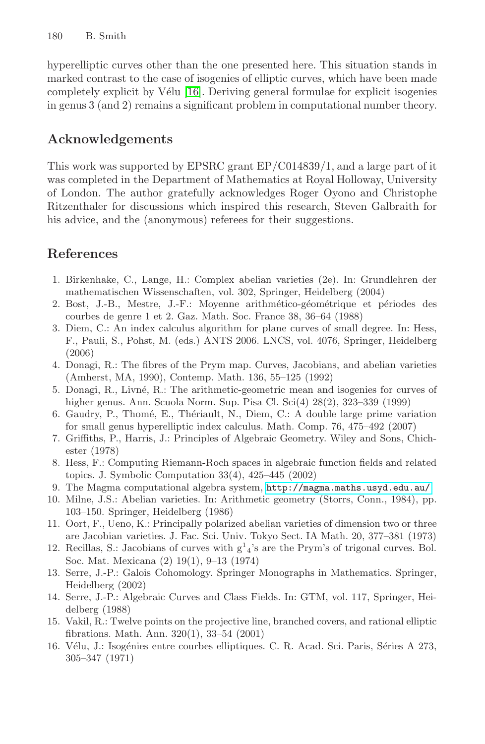hyperelliptic curves other than the one presented here. This situation stands in marked contrast to the case of isogenies of elliptic curves, which have been made completely explicit by Vélu [16]. Deriving general formulae for explicit isogenies in genus 3 (and 2) remains a significant problem in computational number theory.

## Acknowledgements

This work was supported by EPSRC grant EP/C014839/1, and a large part of it was completed in the Department of Mathematics at Royal Holloway, University of London. The author gratefully acknowledges Roger Oyono and Christophe Ritzenthaler for discussions which inspired this research, Steven Galbraith for his advice, and the (anonymous) referees for their suggestions.

## References

1. Birkenhake, C., Lange, H.: Complex abelian varieties (2e). In: Grundlehren der mathematischen Wissenschaften, vol. 302, Springer, Heidelberg (2004)
2. Bost, J.-B., Mestre, J.-F.: Moyenne arithmético-géométrique et périodes des courbes de genre 1 et 2. Gaz. Math. Soc. France 38, 36–64 (1988)
3. Diem, C.: An index calculus algorithm for plane curves of small degree. In: Hess, F., Pauli, S., Pohst, M. (eds.) ANTS 2006. LNCS, vol. 4076, Springer, Heidelberg (2006)
4. Donagi, R.: The fibres of the Prym map. Curves, Jacobians, and abelian varieties (Amherst, MA, 1990), Contemp. Math. 136, 55–125 (1992)
5. Donagi, R., Livné, R.: The arithmetic-geometric mean and isogenies for curves of higher genus. Ann. Scuola Norm. Sup. Pisa Cl. Sci(4) 28(2), 323–339 (1999)
6. Gaudry, P., Thomé, E., Thériault, N., Diem, C.: A double large prime variation for small genus hyperelliptic index calculus. Math. Comp. 76, 475–492 (2007)
7. Griffiths, P., Harris, J.: Principles of Algebraic Geometry. Wiley and Sons, Chichester (1978)
8. Hess, F.: Computing Riemann-Roch spaces in algebraic function fields and related topics. J. Symbolic Computation 33(4), 425–445 (2002)
9. The Magma computational algebra system, http://magma.maths.usyd.edu.au/
10. Milne, J.S.: Abelian varieties. In: Arithmetic geometry (Storrs, Conn., 1984), pp. 103–150. Springer, Heidelberg (1986)
11. Oort, F., Ueno, K.: Principally polarized abelian varieties of dimension two or three are Jacobian varieties. J. Fac. Sci. Univ. Tokyo Sect. IA Math. 20, 377–381 (1973)
12. Recillas, S.: Jacobians of curves with ${g^1}_4$'s are the Prym's of trigonal curves. Bol. Soc. Mat. Mexicana (2) 19(1), 9–13 (1974)
13. Serre, J.-P.: Galois Cohomology. Springer Monographs in Mathematics. Springer, Heidelberg (2002)
14. Serre, J.-P.: Algebraic Curves and Class Fields. In: GTM, vol. 117, Springer, Heidelberg (1988)
15. Vakil, R.: Twelve points on the projective line, branched covers, and rational elliptic fibrations. Math. Ann. 320(1), 33–54 (2001)
16. Vélu, J.: Isogénies entre courbes elliptiques. C. R. Acad. Sci. Paris, Séries A 273, 305–347 (1971)